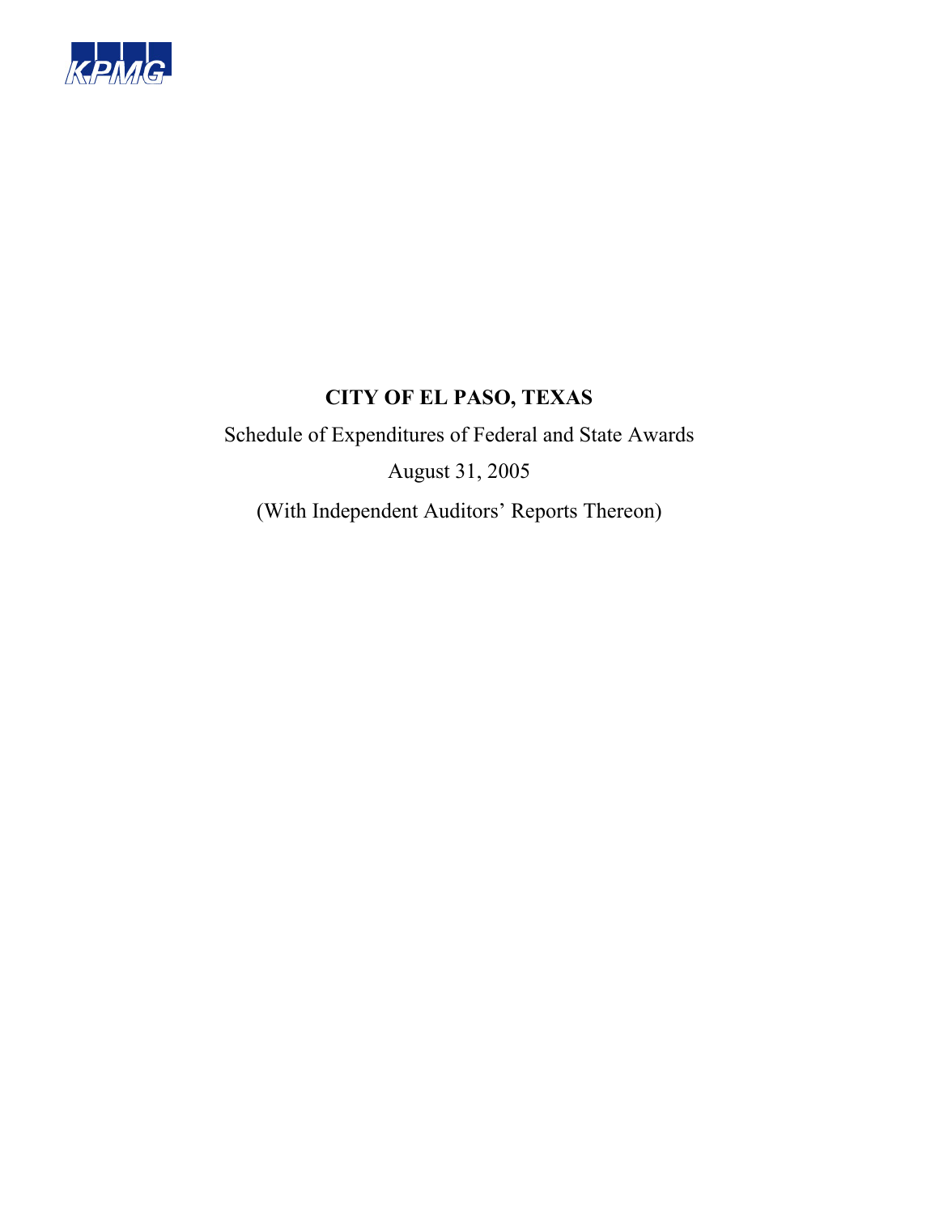KPMG

# CITY OF EL PASO, TEXAS

Schedule of Expenditures of Federal and State Awards

August 31, 2005

(With Independent Auditors' Reports Thereon)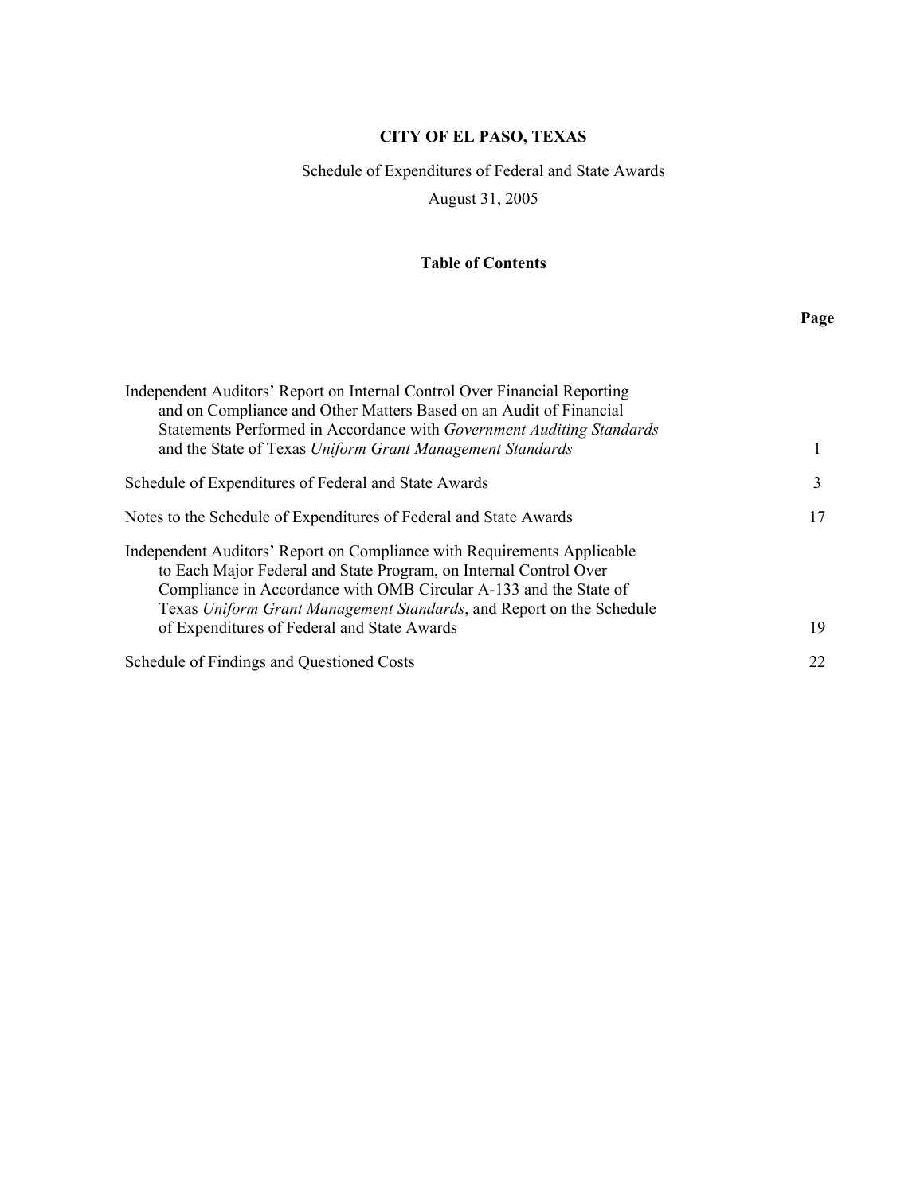# CITY OF EL PASO, TEXAS

Schedule of Expenditures of Federal and State Awards

August 31, 2005

## Table of Contents

| | Page |
|---|---|
| Independent Auditors' Report on Internal Control Over Financial Reporting and on Compliance and Other Matters Based on an Audit of Financial Statements Performed in Accordance with *Government Auditing Standards* and the State of Texas *Uniform Grant Management Standards* | 1 |
| Schedule of Expenditures of Federal and State Awards | 3 |
| Notes to the Schedule of Expenditures of Federal and State Awards | 17 |
| Independent Auditors' Report on Compliance with Requirements Applicable to Each Major Federal and State Program, on Internal Control Over Compliance in Accordance with OMB Circular A-133 and the State of Texas *Uniform Grant Management Standards*, and Report on the Schedule of Expenditures of Federal and State Awards | 19 |
| Schedule of Findings and Questioned Costs | 22 |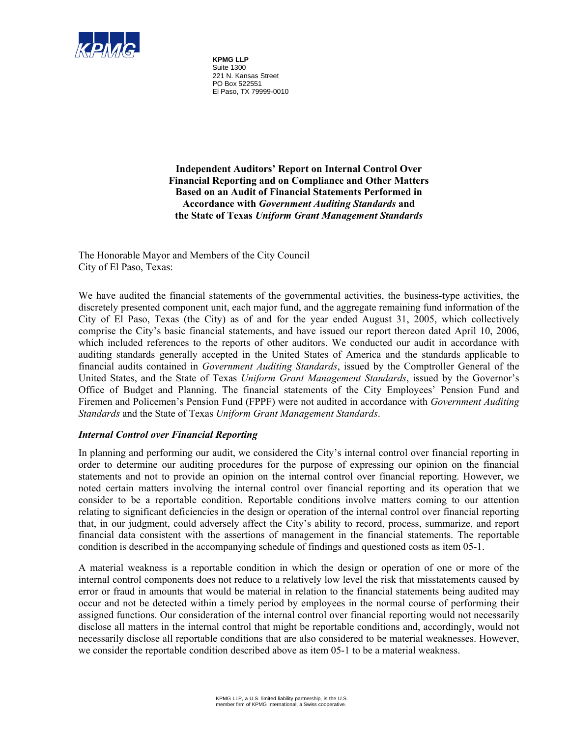**KPMG LLP**
Suite 1300
221 N. Kansas Street
PO Box 522551
El Paso, TX 79999-0010

# Independent Auditors' Report on Internal Control Over Financial Reporting and on Compliance and Other Matters Based on an Audit of Financial Statements Performed in Accordance with *Government Auditing Standards* and the State of Texas *Uniform Grant Management Standards*

The Honorable Mayor and Members of the City Council
City of El Paso, Texas:

We have audited the financial statements of the governmental activities, the business-type activities, the discretely presented component unit, each major fund, and the aggregate remaining fund information of the City of El Paso, Texas (the City) as of and for the year ended August 31, 2005, which collectively comprise the City's basic financial statements, and have issued our report thereon dated April 10, 2006, which included references to the reports of other auditors. We conducted our audit in accordance with auditing standards generally accepted in the United States of America and the standards applicable to financial audits contained in *Government Auditing Standards*, issued by the Comptroller General of the United States, and the State of Texas *Uniform Grant Management Standards*, issued by the Governor's Office of Budget and Planning. The financial statements of the City Employees' Pension Fund and Firemen and Policemen's Pension Fund (FPPF) were not audited in accordance with *Government Auditing Standards* and the State of Texas *Uniform Grant Management Standards*.

***Internal Control over Financial Reporting***

In planning and performing our audit, we considered the City's internal control over financial reporting in order to determine our auditing procedures for the purpose of expressing our opinion on the financial statements and not to provide an opinion on the internal control over financial reporting. However, we noted certain matters involving the internal control over financial reporting and its operation that we consider to be a reportable condition. Reportable conditions involve matters coming to our attention relating to significant deficiencies in the design or operation of the internal control over financial reporting that, in our judgment, could adversely affect the City's ability to record, process, summarize, and report financial data consistent with the assertions of management in the financial statements. The reportable condition is described in the accompanying schedule of findings and questioned costs as item 05-1.

A material weakness is a reportable condition in which the design or operation of one or more of the internal control components does not reduce to a relatively low level the risk that misstatements caused by error or fraud in amounts that would be material in relation to the financial statements being audited may occur and not be detected within a timely period by employees in the normal course of performing their assigned functions. Our consideration of the internal control over financial reporting would not necessarily disclose all matters in the internal control that might be reportable conditions and, accordingly, would not necessarily disclose all reportable conditions that are also considered to be material weaknesses. However, we consider the reportable condition described above as item 05-1 to be a material weakness.

KPMG LLP, a U.S. limited liability partnership, is the U.S. member firm of KPMG International, a Swiss cooperative.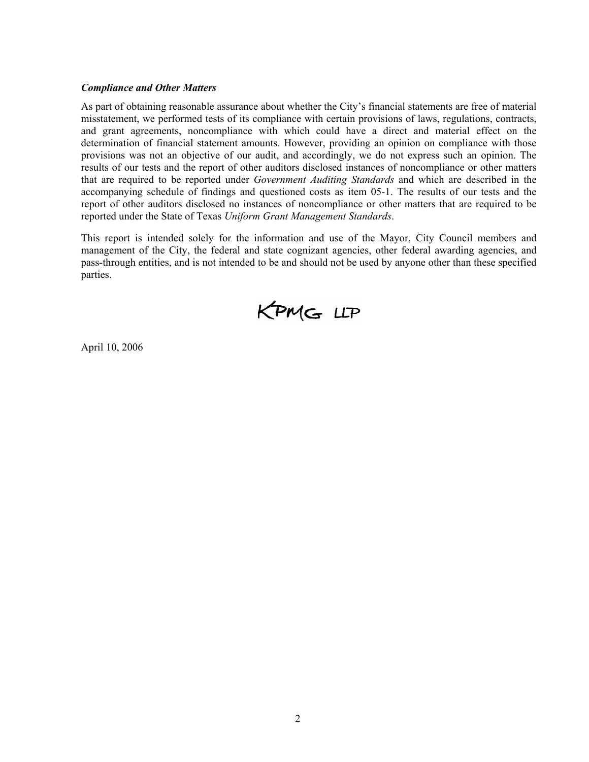***Compliance and Other Matters***

As part of obtaining reasonable assurance about whether the City's financial statements are free of material misstatement, we performed tests of its compliance with certain provisions of laws, regulations, contracts, and grant agreements, noncompliance with which could have a direct and material effect on the determination of financial statement amounts. However, providing an opinion on compliance with those provisions was not an objective of our audit, and accordingly, we do not express such an opinion. The results of our tests and the report of other auditors disclosed instances of noncompliance or other matters that are required to be reported under *Government Auditing Standards* and which are described in the accompanying schedule of findings and questioned costs as item 05-1. The results of our tests and the report of other auditors disclosed no instances of noncompliance or other matters that are required to be reported under the State of Texas *Uniform Grant Management Standards*.

This report is intended solely for the information and use of the Mayor, City Council members and management of the City, the federal and state cognizant agencies, other federal awarding agencies, and pass-through entities, and is not intended to be and should not be used by anyone other than these specified parties.

KPMG LLP

April 10, 2006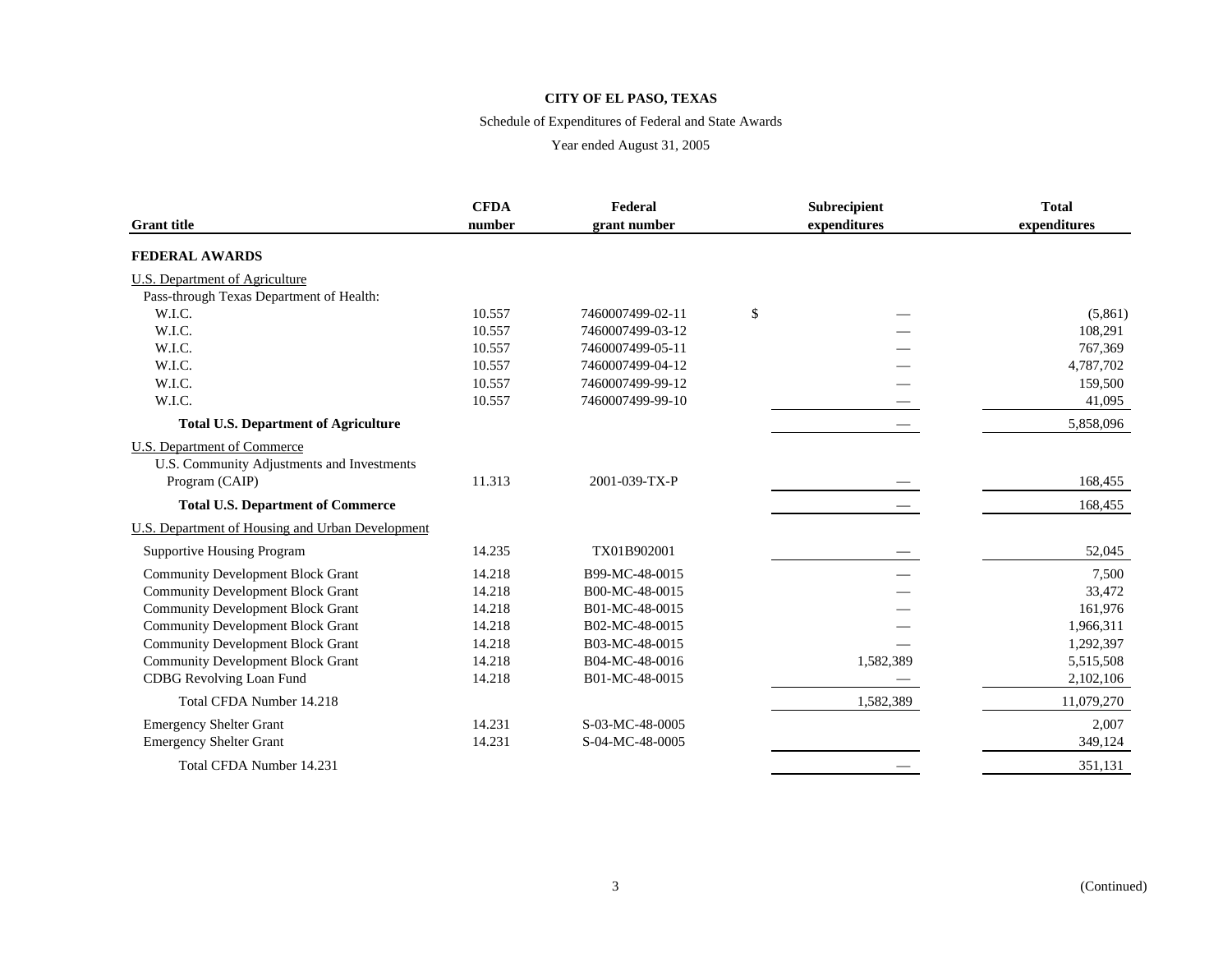**CITY OF EL PASO, TEXAS**

Schedule of Expenditures of Federal and State Awards

Year ended August 31, 2005

| Grant title | CFDA number | Federal grant number | Subrecipient expenditures | Total expenditures |
|---|---|---|---|---|
| **FEDERAL AWARDS** | | | | |
| U.S. Department of Agriculture | | | | |
| Pass-through Texas Department of Health: | | | | |
| W.I.C. | 10.557 | 7460007499-02-11 | $ — | (5,861) |
| W.I.C. | 10.557 | 7460007499-03-12 | — | 108,291 |
| W.I.C. | 10.557 | 7460007499-05-11 | — | 767,369 |
| W.I.C. | 10.557 | 7460007499-04-12 | — | 4,787,702 |
| W.I.C. | 10.557 | 7460007499-99-12 | — | 159,500 |
| W.I.C. | 10.557 | 7460007499-99-10 | — | 41,095 |
| **Total U.S. Department of Agriculture** | | | — | 5,858,096 |
| U.S. Department of Commerce | | | | |
| U.S. Community Adjustments and Investments Program (CAIP) | 11.313 | 2001-039-TX-P | — | 168,455 |
| **Total U.S. Department of Commerce** | | | — | 168,455 |
| U.S. Department of Housing and Urban Development | | | | |
| Supportive Housing Program | 14.235 | TX01B902001 | — | 52,045 |
| Community Development Block Grant | 14.218 | B99-MC-48-0015 | — | 7,500 |
| Community Development Block Grant | 14.218 | B00-MC-48-0015 | — | 33,472 |
| Community Development Block Grant | 14.218 | B01-MC-48-0015 | — | 161,976 |
| Community Development Block Grant | 14.218 | B02-MC-48-0015 | — | 1,966,311 |
| Community Development Block Grant | 14.218 | B03-MC-48-0015 | — | 1,292,397 |
| Community Development Block Grant | 14.218 | B04-MC-48-0016 | 1,582,389 | 5,515,508 |
| CDBG Revolving Loan Fund | 14.218 | B01-MC-48-0015 | — | 2,102,106 |
| Total CFDA Number 14.218 | | | 1,582,389 | 11,079,270 |
| Emergency Shelter Grant | 14.231 | S-03-MC-48-0005 | | 2,007 |
| Emergency Shelter Grant | 14.231 | S-04-MC-48-0005 | | 349,124 |
| Total CFDA Number 14.231 | | | — | 351,131 |

(Continued)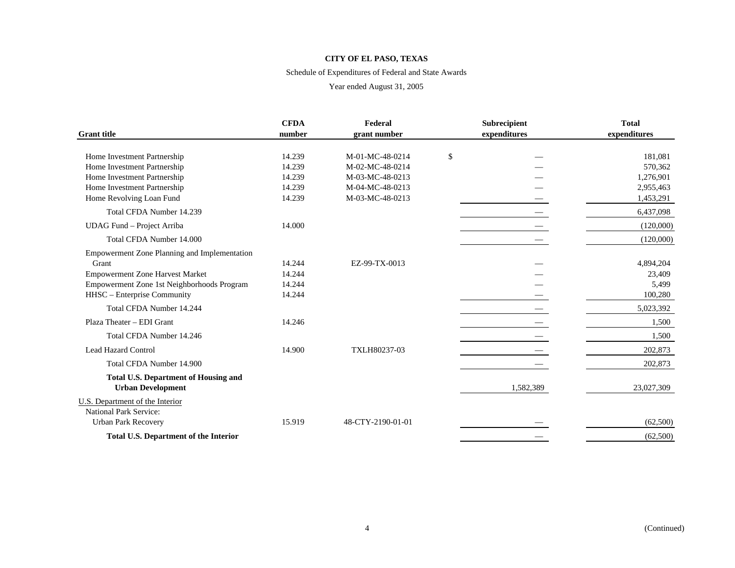**CITY OF EL PASO, TEXAS**

Schedule of Expenditures of Federal and State Awards

Year ended August 31, 2005

| Grant title | CFDA number | Federal grant number | Subrecipient expenditures | Total expenditures |
|---|---|---|---|---|
| Home Investment Partnership | 14.239 | M-01-MC-48-0214 | $ — | 181,081 |
| Home Investment Partnership | 14.239 | M-02-MC-48-0214 | — | 570,362 |
| Home Investment Partnership | 14.239 | M-03-MC-48-0213 | — | 1,276,901 |
| Home Investment Partnership | 14.239 | M-04-MC-48-0213 | — | 2,955,463 |
| Home Revolving Loan Fund | 14.239 | M-03-MC-48-0213 | — | 1,453,291 |
| Total CFDA Number 14.239 | | | — | 6,437,098 |
| UDAG Fund – Project Arriba | 14.000 | | — | (120,000) |
| Total CFDA Number 14.000 | | | — | (120,000) |
| Empowerment Zone Planning and Implementation Grant | 14.244 | EZ-99-TX-0013 | — | 4,894,204 |
| Empowerment Zone Harvest Market | 14.244 | | — | 23,409 |
| Empowerment Zone 1st Neighborhoods Program | 14.244 | | — | 5,499 |
| HHSC – Enterprise Community | 14.244 | | — | 100,280 |
| Total CFDA Number 14.244 | | | — | 5,023,392 |
| Plaza Theater – EDI Grant | 14.246 | | — | 1,500 |
| Total CFDA Number 14.246 | | | — | 1,500 |
| Lead Hazard Control | 14.900 | TXLH80237-03 | — | 202,873 |
| Total CFDA Number 14.900 | | | — | 202,873 |
| **Total U.S. Department of Housing and Urban Development** | | | 1,582,389 | 23,027,309 |
| U.S. Department of the Interior | | | | |
| National Park Service: | | | | |
| Urban Park Recovery | 15.919 | 48-CTY-2190-01-01 | — | (62,500) |
| **Total U.S. Department of the Interior** | | | — | (62,500) |

(Continued)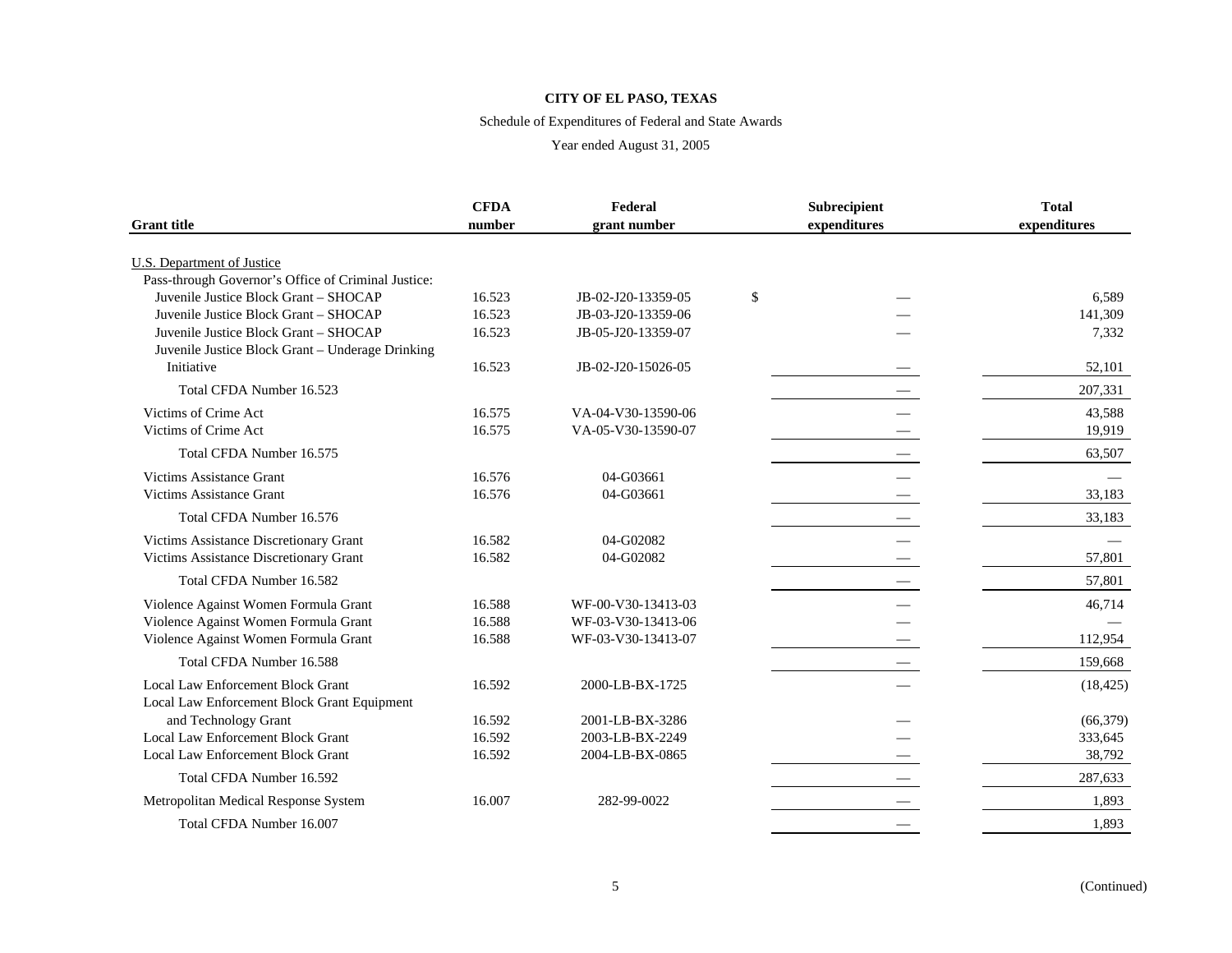**CITY OF EL PASO, TEXAS**

Schedule of Expenditures of Federal and State Awards

Year ended August 31, 2005

| Grant title | CFDA number | Federal grant number | Subrecipient expenditures | Total expenditures |
|---|---|---|---|---|
| U.S. Department of Justice | | | | |
| Pass-through Governor's Office of Criminal Justice: | | | | |
| Juvenile Justice Block Grant – SHOCAP | 16.523 | JB-02-J20-13359-05 | $ — | 6,589 |
| Juvenile Justice Block Grant – SHOCAP | 16.523 | JB-03-J20-13359-06 | — | 141,309 |
| Juvenile Justice Block Grant – SHOCAP | 16.523 | JB-05-J20-13359-07 | — | 7,332 |
| Juvenile Justice Block Grant – Underage Drinking Initiative | 16.523 | JB-02-J20-15026-05 | — | 52,101 |
| Total CFDA Number 16.523 | | | — | 207,331 |
| Victims of Crime Act | 16.575 | VA-04-V30-13590-06 | — | 43,588 |
| Victims of Crime Act | 16.575 | VA-05-V30-13590-07 | — | 19,919 |
| Total CFDA Number 16.575 | | | — | 63,507 |
| Victims Assistance Grant | 16.576 | 04-G03661 | — | — |
| Victims Assistance Grant | 16.576 | 04-G03661 | — | 33,183 |
| Total CFDA Number 16.576 | | | — | 33,183 |
| Victims Assistance Discretionary Grant | 16.582 | 04-G02082 | — | — |
| Victims Assistance Discretionary Grant | 16.582 | 04-G02082 | — | 57,801 |
| Total CFDA Number 16.582 | | | — | 57,801 |
| Violence Against Women Formula Grant | 16.588 | WF-00-V30-13413-03 | — | 46,714 |
| Violence Against Women Formula Grant | 16.588 | WF-03-V30-13413-06 | — | — |
| Violence Against Women Formula Grant | 16.588 | WF-03-V30-13413-07 | — | 112,954 |
| Total CFDA Number 16.588 | | | — | 159,668 |
| Local Law Enforcement Block Grant | 16.592 | 2000-LB-BX-1725 | — | (18,425) |
| Local Law Enforcement Block Grant Equipment and Technology Grant | 16.592 | 2001-LB-BX-3286 | — | (66,379) |
| Local Law Enforcement Block Grant | 16.592 | 2003-LB-BX-2249 | — | 333,645 |
| Local Law Enforcement Block Grant | 16.592 | 2004-LB-BX-0865 | — | 38,792 |
| Total CFDA Number 16.592 | | | — | 287,633 |
| Metropolitan Medical Response System | 16.007 | 282-99-0022 | — | 1,893 |
| Total CFDA Number 16.007 | | | — | 1,893 |

(Continued)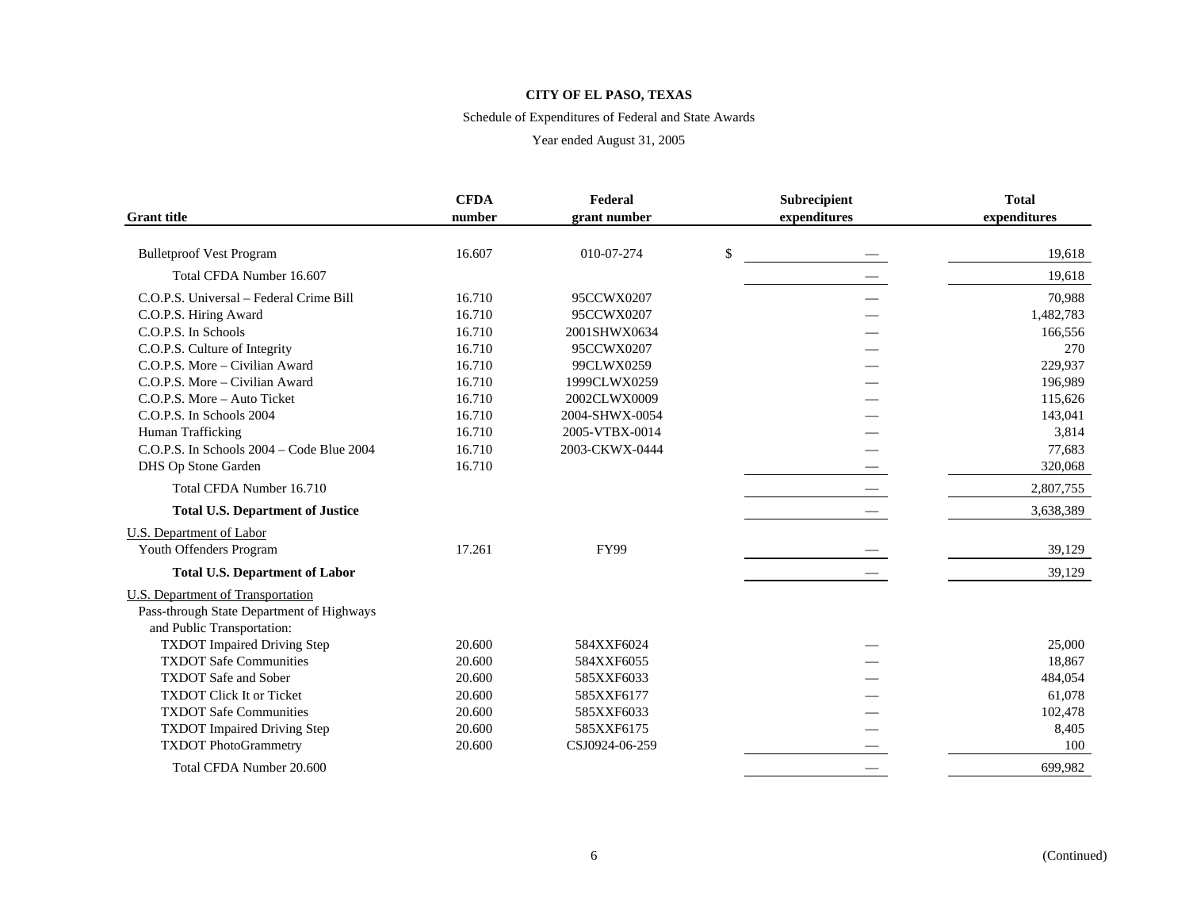**CITY OF EL PASO, TEXAS**

Schedule of Expenditures of Federal and State Awards

Year ended August 31, 2005

| Grant title | CFDA number | Federal grant number | Subrecipient expenditures | Total expenditures |
|---|---|---|---|---|
| Bulletproof Vest Program | 16.607 | 010-07-274 | $ — | 19,618 |
| Total CFDA Number 16.607 | | | — | 19,618 |
| C.O.P.S. Universal – Federal Crime Bill | 16.710 | 95CCWX0207 | — | 70,988 |
| C.O.P.S. Hiring Award | 16.710 | 95CCWX0207 | — | 1,482,783 |
| C.O.P.S. In Schools | 16.710 | 2001SHWX0634 | — | 166,556 |
| C.O.P.S. Culture of Integrity | 16.710 | 95CCWX0207 | — | 270 |
| C.O.P.S. More – Civilian Award | 16.710 | 99CLWX0259 | — | 229,937 |
| C.O.P.S. More – Civilian Award | 16.710 | 1999CLWX0259 | — | 196,989 |
| C.O.P.S. More – Auto Ticket | 16.710 | 2002CLWX0009 | — | 115,626 |
| C.O.P.S. In Schools 2004 | 16.710 | 2004-SHWX-0054 | — | 143,041 |
| Human Trafficking | 16.710 | 2005-VTBX-0014 | — | 3,814 |
| C.O.P.S. In Schools 2004 – Code Blue 2004 | 16.710 | 2003-CKWX-0444 | — | 77,683 |
| DHS Op Stone Garden | 16.710 | | — | 320,068 |
| Total CFDA Number 16.710 | | | — | 2,807,755 |
| **Total U.S. Department of Justice** | | | — | 3,638,389 |
| U.S. Department of Labor | | | | |
| Youth Offenders Program | 17.261 | FY99 | — | 39,129 |
| **Total U.S. Department of Labor** | | | — | 39,129 |
| U.S. Department of Transportation | | | | |
| Pass-through State Department of Highways and Public Transportation: | | | | |
| TXDOT Impaired Driving Step | 20.600 | 584XXF6024 | — | 25,000 |
| TXDOT Safe Communities | 20.600 | 584XXF6055 | — | 18,867 |
| TXDOT Safe and Sober | 20.600 | 585XXF6033 | — | 484,054 |
| TXDOT Click It or Ticket | 20.600 | 585XXF6177 | — | 61,078 |
| TXDOT Safe Communities | 20.600 | 585XXF6033 | — | 102,478 |
| TXDOT Impaired Driving Step | 20.600 | 585XXF6175 | — | 8,405 |
| TXDOT PhotoGrammetry | 20.600 | CSJ0924-06-259 | — | 100 |
| Total CFDA Number 20.600 | | | — | 699,982 |

(Continued)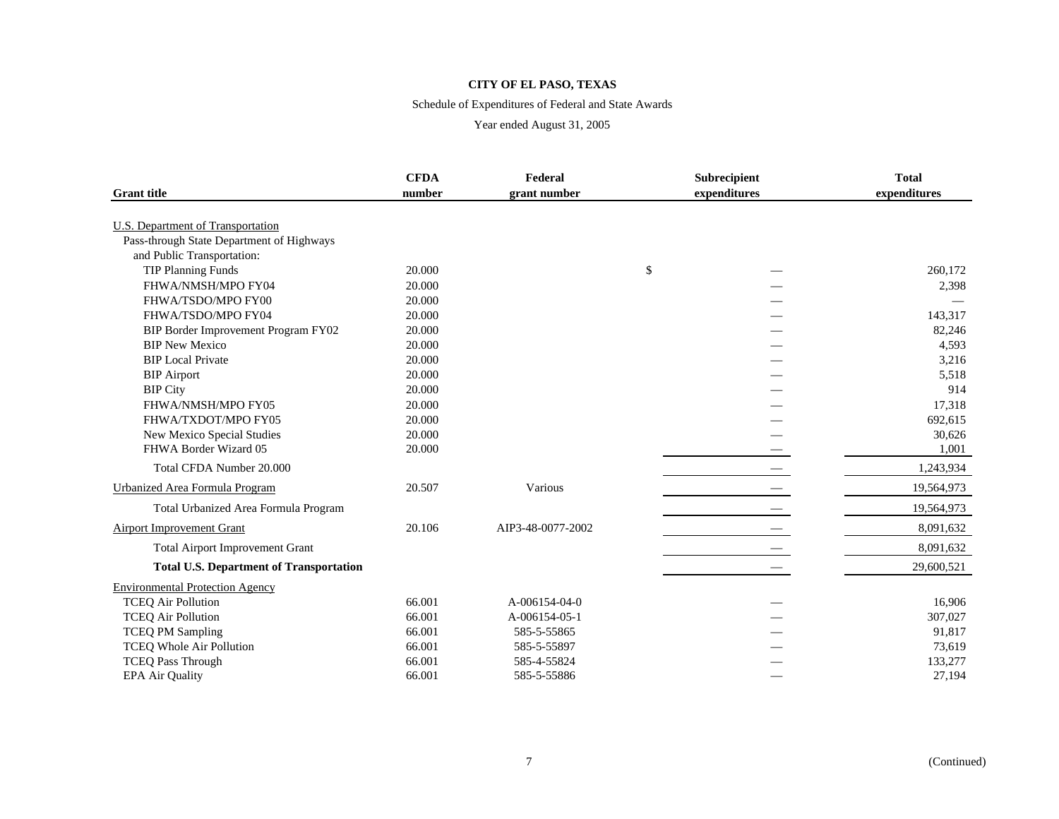**CITY OF EL PASO, TEXAS**

Schedule of Expenditures of Federal and State Awards

Year ended August 31, 2005

| Grant title | CFDA number | Federal grant number | Subrecipient expenditures | Total expenditures |
|---|---|---|---|---|
| U.S. Department of Transportation | | | | |
| Pass-through State Department of Highways and Public Transportation: | | | | |
| TIP Planning Funds | 20.000 | | $ — | 260,172 |
| FHWA/NMSH/MPO FY04 | 20.000 | | — | 2,398 |
| FHWA/TSDO/MPO FY00 | 20.000 | | — | — |
| FHWA/TSDO/MPO FY04 | 20.000 | | — | 143,317 |
| BIP Border Improvement Program FY02 | 20.000 | | — | 82,246 |
| BIP New Mexico | 20.000 | | — | 4,593 |
| BIP Local Private | 20.000 | | — | 3,216 |
| BIP Airport | 20.000 | | — | 5,518 |
| BIP City | 20.000 | | — | 914 |
| FHWA/NMSH/MPO FY05 | 20.000 | | — | 17,318 |
| FHWA/TXDOT/MPO FY05 | 20.000 | | — | 692,615 |
| New Mexico Special Studies | 20.000 | | — | 30,626 |
| FHWA Border Wizard 05 | 20.000 | | — | 1,001 |
| Total CFDA Number 20.000 | | | — | 1,243,934 |
| Urbanized Area Formula Program | 20.507 | Various | — | 19,564,973 |
| Total Urbanized Area Formula Program | | | — | 19,564,973 |
| Airport Improvement Grant | 20.106 | AIP3-48-0077-2002 | — | 8,091,632 |
| Total Airport Improvement Grant | | | — | 8,091,632 |
| **Total U.S. Department of Transportation** | | | — | 29,600,521 |
| Environmental Protection Agency | | | | |
| TCEQ Air Pollution | 66.001 | A-006154-04-0 | — | 16,906 |
| TCEQ Air Pollution | 66.001 | A-006154-05-1 | — | 307,027 |
| TCEQ PM Sampling | 66.001 | 585-5-55865 | — | 91,817 |
| TCEQ Whole Air Pollution | 66.001 | 585-5-55897 | — | 73,619 |
| TCEQ Pass Through | 66.001 | 585-4-55824 | — | 133,277 |
| EPA Air Quality | 66.001 | 585-5-55886 | — | 27,194 |

(Continued)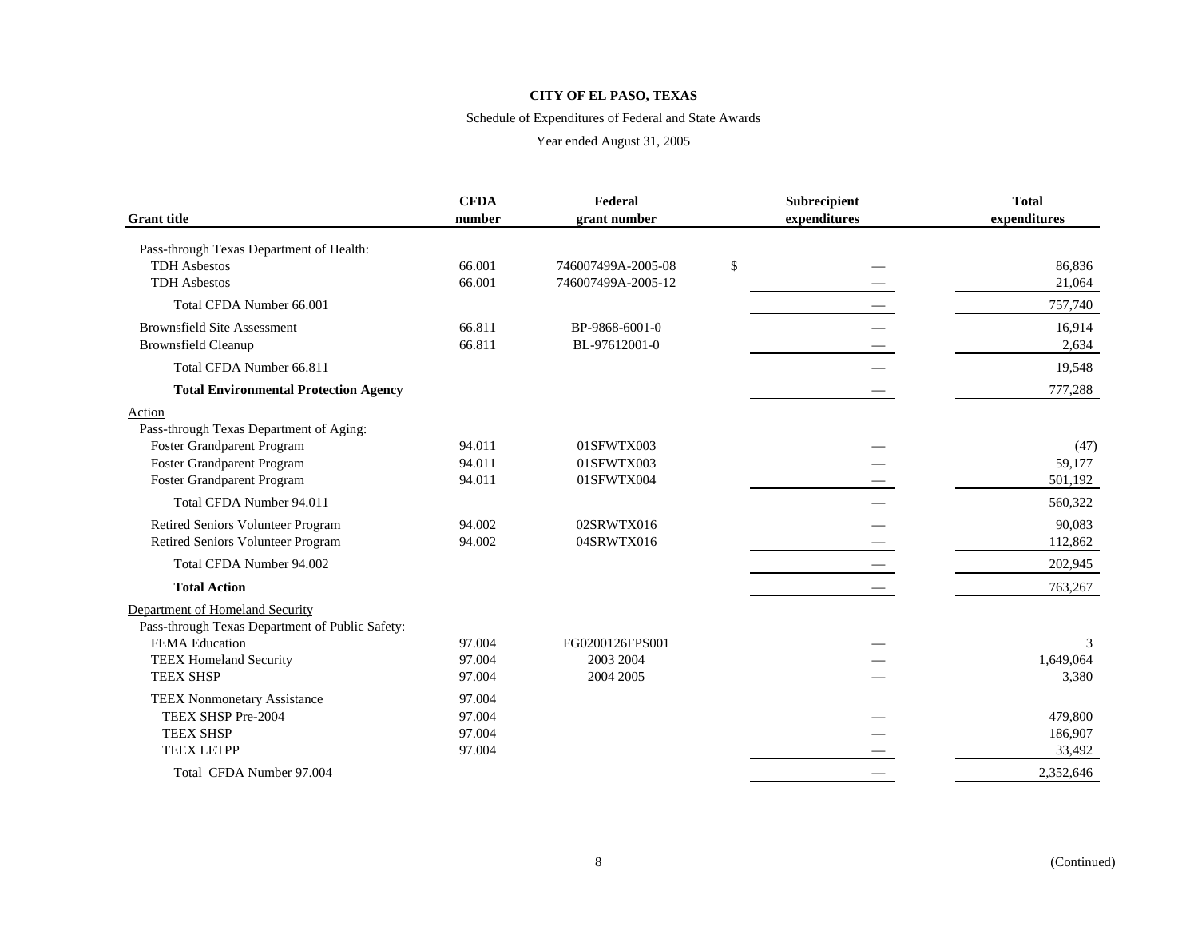**CITY OF EL PASO, TEXAS**

Schedule of Expenditures of Federal and State Awards

Year ended August 31, 2005

| Grant title | CFDA number | Federal grant number | Subrecipient expenditures | Total expenditures |
|---|---|---|---|---|
| Pass-through Texas Department of Health: | | | | |
| TDH Asbestos | 66.001 | 746007499A-2005-08 | $ — | 86,836 |
| TDH Asbestos | 66.001 | 746007499A-2005-12 | — | 21,064 |
| Total CFDA Number 66.001 | | | — | 757,740 |
| Brownsfield Site Assessment | 66.811 | BP-9868-6001-0 | — | 16,914 |
| Brownsfield Cleanup | 66.811 | BL-97612001-0 | — | 2,634 |
| Total CFDA Number 66.811 | | | — | 19,548 |
| **Total Environmental Protection Agency** | | | — | 777,288 |
| Action | | | | |
| Pass-through Texas Department of Aging: | | | | |
| Foster Grandparent Program | 94.011 | 01SFWTX003 | — | (47) |
| Foster Grandparent Program | 94.011 | 01SFWTX003 | — | 59,177 |
| Foster Grandparent Program | 94.011 | 01SFWTX004 | — | 501,192 |
| Total CFDA Number 94.011 | | | — | 560,322 |
| Retired Seniors Volunteer Program | 94.002 | 02SRWTX016 | — | 90,083 |
| Retired Seniors Volunteer Program | 94.002 | 04SRWTX016 | — | 112,862 |
| Total CFDA Number 94.002 | | | — | 202,945 |
| **Total Action** | | | — | 763,267 |
| Department of Homeland Security | | | | |
| Pass-through Texas Department of Public Safety: | | | | |
| FEMA Education | 97.004 | FG0200126FPS001 | — | 3 |
| TEEX Homeland Security | 97.004 | 2003 2004 | — | 1,649,064 |
| TEEX SHSP | 97.004 | 2004 2005 | — | 3,380 |
| TEEX Nonmonetary Assistance | 97.004 | | | |
| TEEX SHSP Pre-2004 | 97.004 | | — | 479,800 |
| TEEX SHSP | 97.004 | | — | 186,907 |
| TEEX LETPP | 97.004 | | — | 33,492 |
| Total CFDA Number 97.004 | | | — | 2,352,646 |

(Continued)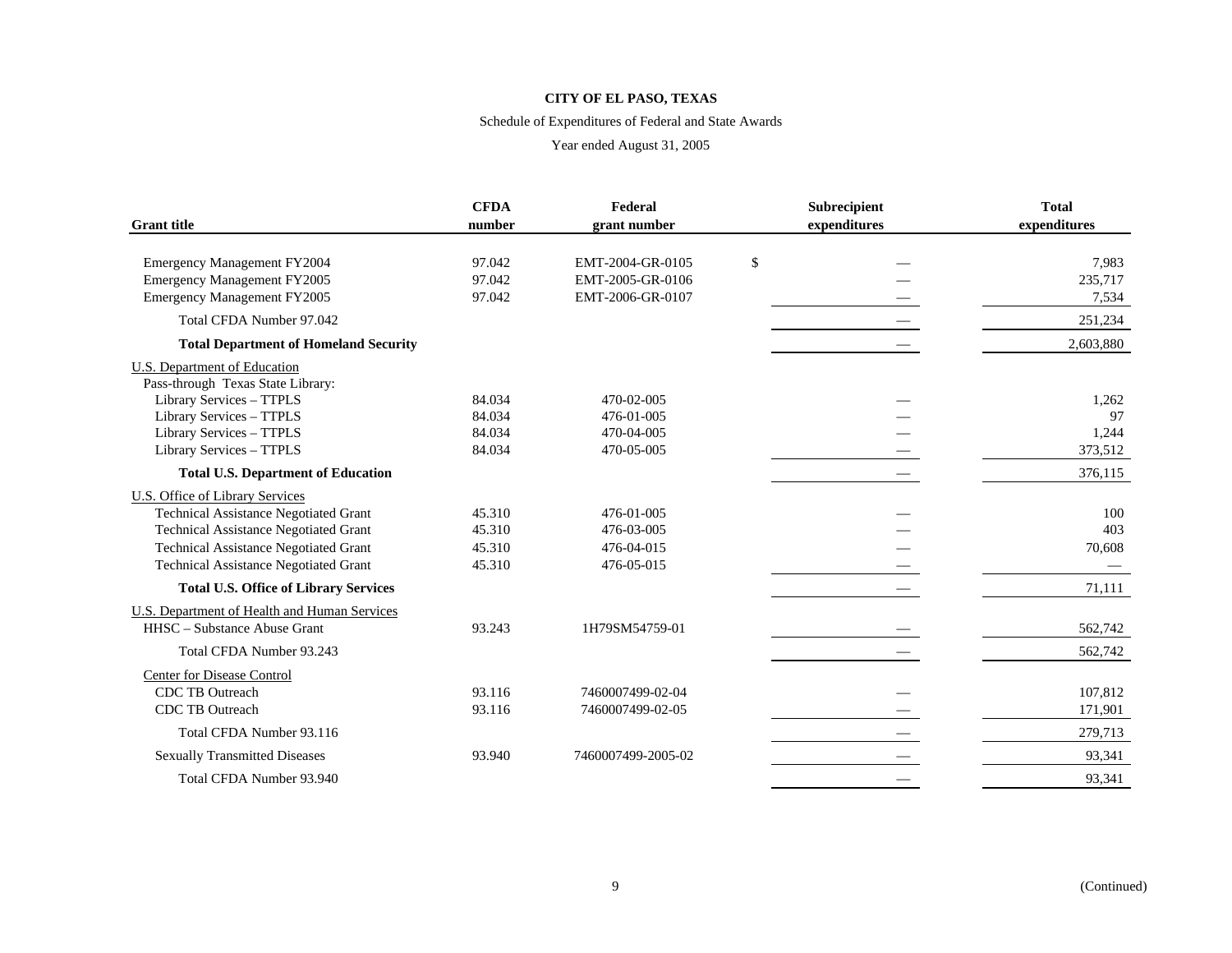**CITY OF EL PASO, TEXAS**

Schedule of Expenditures of Federal and State Awards

Year ended August 31, 2005

| Grant title | CFDA number | Federal grant number | Subrecipient expenditures | Total expenditures |
|---|---|---|---|---|
| Emergency Management FY2004 | 97.042 | EMT-2004-GR-0105 | $ — | 7,983 |
| Emergency Management FY2005 | 97.042 | EMT-2005-GR-0106 | — | 235,717 |
| Emergency Management FY2005 | 97.042 | EMT-2006-GR-0107 | — | 7,534 |
| Total CFDA Number 97.042 | | | — | 251,234 |
| **Total Department of Homeland Security** | | | — | 2,603,880 |
| U.S. Department of Education | | | | |
| Pass-through Texas State Library: | | | | |
| Library Services – TTPLS | 84.034 | 470-02-005 | — | 1,262 |
| Library Services – TTPLS | 84.034 | 476-01-005 | — | 97 |
| Library Services – TTPLS | 84.034 | 470-04-005 | — | 1,244 |
| Library Services – TTPLS | 84.034 | 470-05-005 | — | 373,512 |
| **Total U.S. Department of Education** | | | — | 376,115 |
| U.S. Office of Library Services | | | | |
| Technical Assistance Negotiated Grant | 45.310 | 476-01-005 | — | 100 |
| Technical Assistance Negotiated Grant | 45.310 | 476-03-005 | — | 403 |
| Technical Assistance Negotiated Grant | 45.310 | 476-04-015 | — | 70,608 |
| Technical Assistance Negotiated Grant | 45.310 | 476-05-015 | — | — |
| **Total U.S. Office of Library Services** | | | — | 71,111 |
| U.S. Department of Health and Human Services | | | | |
| HHSC – Substance Abuse Grant | 93.243 | 1H79SM54759-01 | — | 562,742 |
| Total CFDA Number 93.243 | | | — | 562,742 |
| Center for Disease Control | | | | |
| CDC TB Outreach | 93.116 | 7460007499-02-04 | — | 107,812 |
| CDC TB Outreach | 93.116 | 7460007499-02-05 | — | 171,901 |
| Total CFDA Number 93.116 | | | — | 279,713 |
| Sexually Transmitted Diseases | 93.940 | 7460007499-2005-02 | — | 93,341 |
| Total CFDA Number 93.940 | | | — | 93,341 |

(Continued)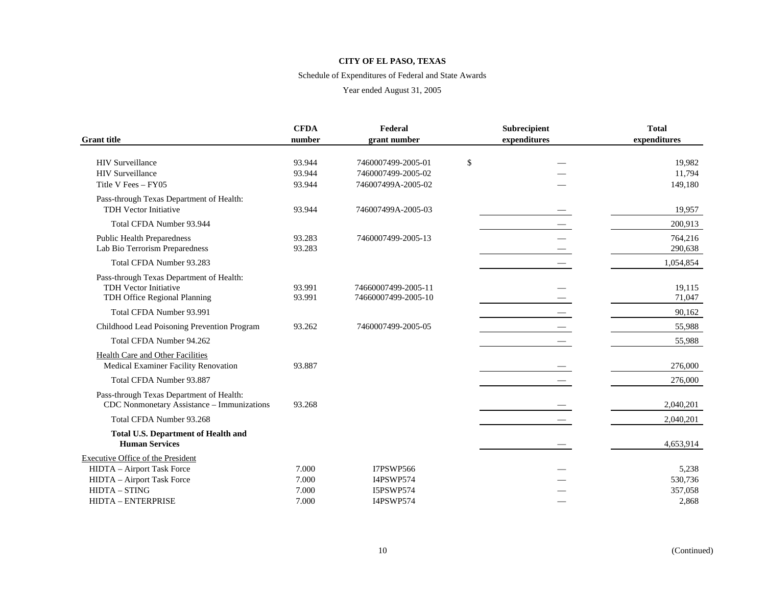**CITY OF EL PASO, TEXAS**

Schedule of Expenditures of Federal and State Awards

Year ended August 31, 2005

| Grant title | CFDA number | Federal grant number | Subrecipient expenditures | Total expenditures |
|---|---|---|---|---|
| HIV Surveillance | 93.944 | 7460007499-2005-01 | $ — | 19,982 |
| HIV Surveillance | 93.944 | 7460007499-2005-02 | — | 11,794 |
| Title V Fees – FY05 | 93.944 | 746007499A-2005-02 | — | 149,180 |
| Pass-through Texas Department of Health: | | | | |
| TDH Vector Initiative | 93.944 | 746007499A-2005-03 | — | 19,957 |
| Total CFDA Number 93.944 | | | — | 200,913 |
| Public Health Preparedness | 93.283 | 7460007499-2005-13 | — | 764,216 |
| Lab Bio Terrorism Preparedness | 93.283 | | — | 290,638 |
| Total CFDA Number 93.283 | | | — | 1,054,854 |
| Pass-through Texas Department of Health: | | | | |
| TDH Vector Initiative | 93.991 | 74660007499-2005-11 | — | 19,115 |
| TDH Office Regional Planning | 93.991 | 74660007499-2005-10 | — | 71,047 |
| Total CFDA Number 93.991 | | | — | 90,162 |
| Childhood Lead Poisoning Prevention Program | 93.262 | 7460007499-2005-05 | — | 55,988 |
| Total CFDA Number 94.262 | | | — | 55,988 |
| Health Care and Other Facilities | | | | |
| Medical Examiner Facility Renovation | 93.887 | | — | 276,000 |
| Total CFDA Number 93.887 | | | — | 276,000 |
| Pass-through Texas Department of Health: | | | | |
| CDC Nonmonetary Assistance – Immunizations | 93.268 | | — | 2,040,201 |
| Total CFDA Number 93.268 | | | — | 2,040,201 |
| **Total U.S. Department of Health and Human Services** | | | — | 4,653,914 |
| Executive Office of the President | | | | |
| HIDTA – Airport Task Force | 7.000 | I7PSWP566 | — | 5,238 |
| HIDTA – Airport Task Force | 7.000 | I4PSWP574 | — | 530,736 |
| HIDTA – STING | 7.000 | I5PSWP574 | — | 357,058 |
| HIDTA – ENTERPRISE | 7.000 | I4PSWP574 | — | 2,868 |

(Continued)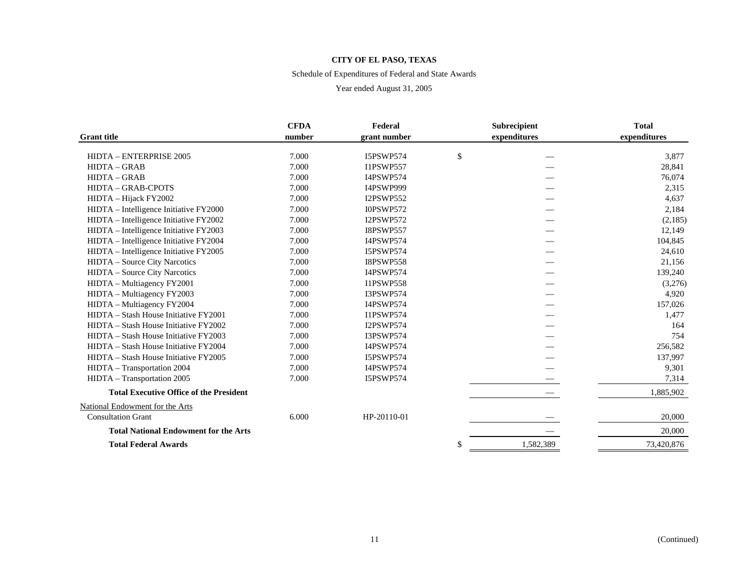**CITY OF EL PASO, TEXAS**

Schedule of Expenditures of Federal and State Awards

Year ended August 31, 2005

| Grant title | CFDA number | Federal grant number | Subrecipient expenditures | Total expenditures |
|---|---|---|---|---|
| HIDTA – ENTERPRISE 2005 | 7.000 | I5PSWP574 | $ — | 3,877 |
| HIDTA – GRAB | 7.000 | I1PSWP557 | — | 28,841 |
| HIDTA – GRAB | 7.000 | I4PSWP574 | — | 76,074 |
| HIDTA – GRAB-CPOTS | 7.000 | I4PSWP999 | — | 2,315 |
| HIDTA – Hijack FY2002 | 7.000 | I2PSWP552 | — | 4,637 |
| HIDTA – Intelligence Initiative FY2000 | 7.000 | I0PSWP572 | — | 2,184 |
| HIDTA – Intelligence Initiative FY2002 | 7.000 | I2PSWP572 | — | (2,185) |
| HIDTA – Intelligence Initiative FY2003 | 7.000 | I8PSWP557 | — | 12,149 |
| HIDTA – Intelligence Initiative FY2004 | 7.000 | I4PSWP574 | — | 104,845 |
| HIDTA – Intelligence Initiative FY2005 | 7.000 | I5PSWP574 | — | 24,610 |
| HIDTA – Source City Narcotics | 7.000 | I8PSWP558 | — | 21,156 |
| HIDTA – Source City Narcotics | 7.000 | I4PSWP574 | — | 139,240 |
| HIDTA – Multiagency FY2001 | 7.000 | I1PSWP558 | — | (3,276) |
| HIDTA – Multiagency FY2003 | 7.000 | I3PSWP574 | — | 4,920 |
| HIDTA – Multiagency FY2004 | 7.000 | I4PSWP574 | — | 157,026 |
| HIDTA – Stash House Initiative FY2001 | 7.000 | I1PSWP574 | — | 1,477 |
| HIDTA – Stash House Initiative FY2002 | 7.000 | I2PSWP574 | — | 164 |
| HIDTA – Stash House Initiative FY2003 | 7.000 | I3PSWP574 | — | 754 |
| HIDTA – Stash House Initiative FY2004 | 7.000 | I4PSWP574 | — | 256,582 |
| HIDTA – Stash House Initiative FY2005 | 7.000 | I5PSWP574 | — | 137,997 |
| HIDTA – Transportation 2004 | 7.000 | I4PSWP574 | — | 9,301 |
| HIDTA – Transportation 2005 | 7.000 | I5PSWP574 | — | 7,314 |
| **Total Executive Office of the President** | | | — | 1,885,902 |
| National Endowment for the Arts | | | | |
| Consultation Grant | 6.000 | HP-20110-01 | — | 20,000 |
| **Total National Endowment for the Arts** | | | — | 20,000 |
| **Total Federal Awards** | | | $ 1,582,389 | 73,420,876 |

(Continued)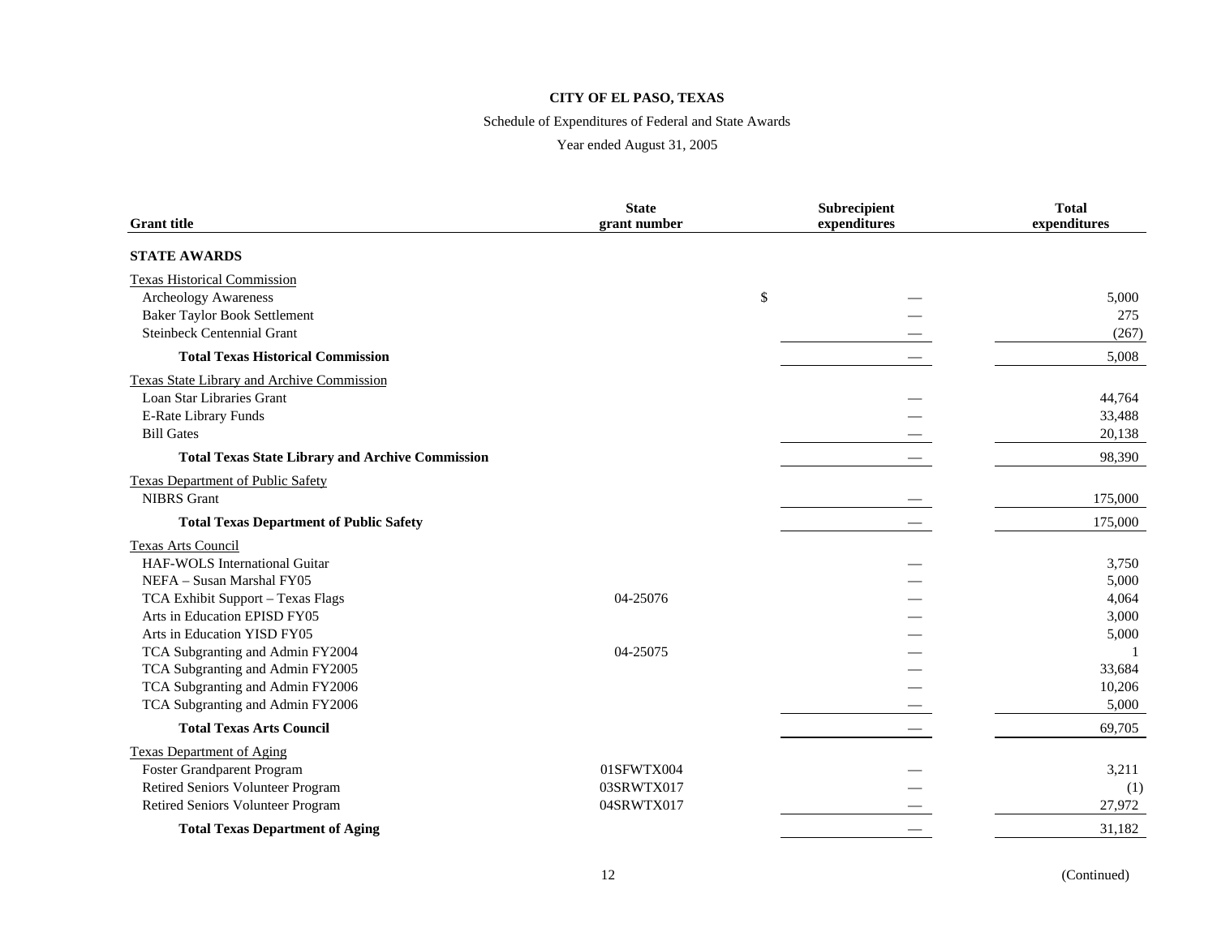**CITY OF EL PASO, TEXAS**

Schedule of Expenditures of Federal and State Awards

Year ended August 31, 2005

| Grant title | State grant number | Subrecipient expenditures | Total expenditures |
|---|---|---|---|
| **STATE AWARDS** | | | |
| Texas Historical Commission | | | |
| Archeology Awareness | | $ — | 5,000 |
| Baker Taylor Book Settlement | | — | 275 |
| Steinbeck Centennial Grant | | — | (267) |
| **Total Texas Historical Commission** | | — | 5,008 |
| Texas State Library and Archive Commission | | | |
| Loan Star Libraries Grant | | — | 44,764 |
| E-Rate Library Funds | | — | 33,488 |
| Bill Gates | | — | 20,138 |
| **Total Texas State Library and Archive Commission** | | — | 98,390 |
| Texas Department of Public Safety | | | |
| NIBRS Grant | | — | 175,000 |
| **Total Texas Department of Public Safety** | | — | 175,000 |
| Texas Arts Council | | | |
| HAF-WOLS International Guitar | | — | 3,750 |
| NEFA – Susan Marshal FY05 | | — | 5,000 |
| TCA Exhibit Support – Texas Flags | 04-25076 | — | 4,064 |
| Arts in Education EPISD FY05 | | — | 3,000 |
| Arts in Education YISD FY05 | | — | 5,000 |
| TCA Subgranting and Admin FY2004 | 04-25075 | — | 1 |
| TCA Subgranting and Admin FY2005 | | — | 33,684 |
| TCA Subgranting and Admin FY2006 | | — | 10,206 |
| TCA Subgranting and Admin FY2006 | | — | 5,000 |
| **Total Texas Arts Council** | | — | 69,705 |
| Texas Department of Aging | | | |
| Foster Grandparent Program | 01SFWTX004 | — | 3,211 |
| Retired Seniors Volunteer Program | 03SRWTX017 | — | (1) |
| Retired Seniors Volunteer Program | 04SRWTX017 | — | 27,972 |
| **Total Texas Department of Aging** | | — | 31,182 |

(Continued)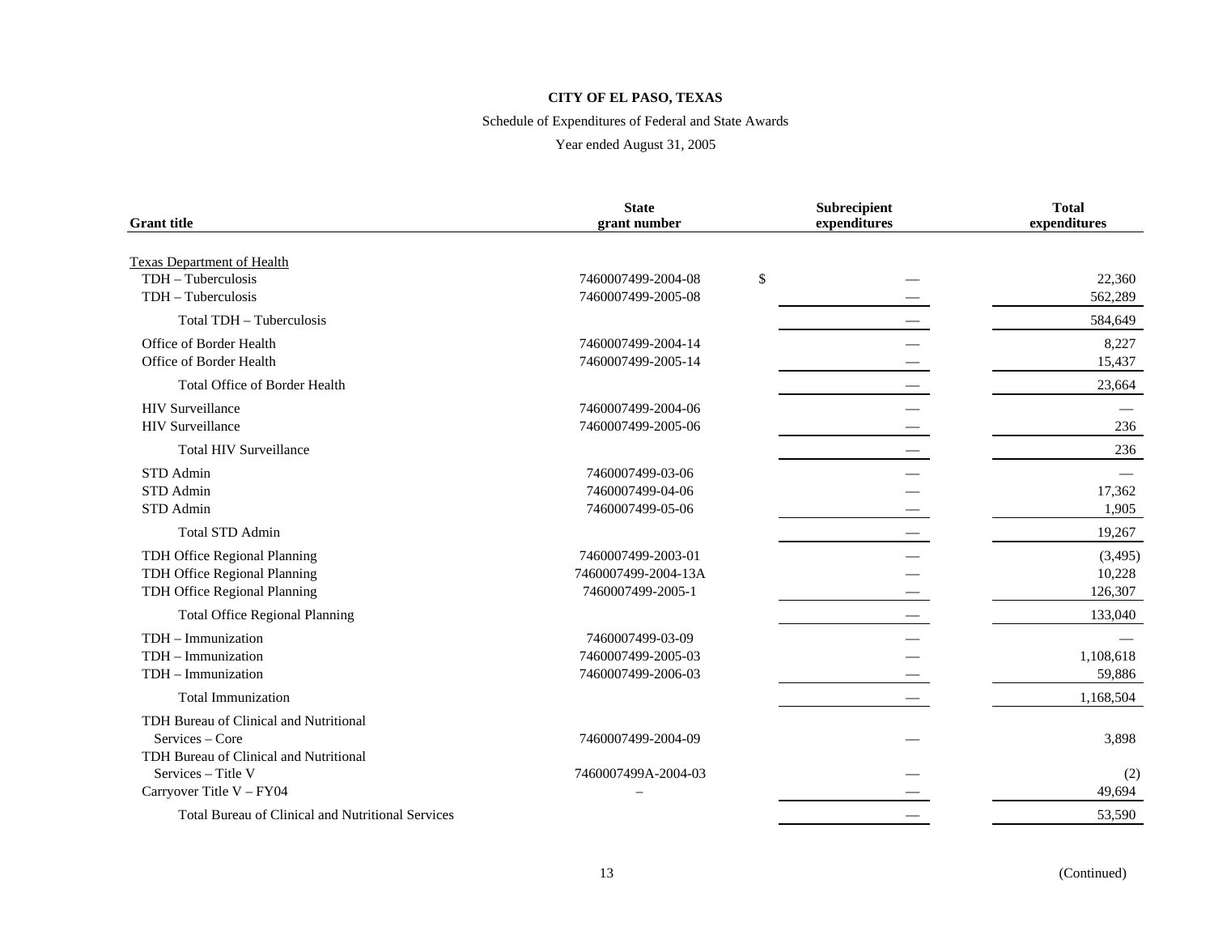**CITY OF EL PASO, TEXAS**

Schedule of Expenditures of Federal and State Awards

Year ended August 31, 2005

| Grant title | State grant number | Subrecipient expenditures | Total expenditures |
|---|---|---|---|
| Texas Department of Health | | | |
| TDH – Tuberculosis | 7460007499-2004-08 | $ — | 22,360 |
| TDH – Tuberculosis | 7460007499-2005-08 | — | 562,289 |
| Total TDH – Tuberculosis | | — | 584,649 |
| Office of Border Health | 7460007499-2004-14 | — | 8,227 |
| Office of Border Health | 7460007499-2005-14 | — | 15,437 |
| Total Office of Border Health | | — | 23,664 |
| HIV Surveillance | 7460007499-2004-06 | — | — |
| HIV Surveillance | 7460007499-2005-06 | — | 236 |
| Total HIV Surveillance | | — | 236 |
| STD Admin | 7460007499-03-06 | — | — |
| STD Admin | 7460007499-04-06 | — | 17,362 |
| STD Admin | 7460007499-05-06 | — | 1,905 |
| Total STD Admin | | — | 19,267 |
| TDH Office Regional Planning | 7460007499-2003-01 | — | (3,495) |
| TDH Office Regional Planning | 7460007499-2004-13A | — | 10,228 |
| TDH Office Regional Planning | 7460007499-2005-1 | — | 126,307 |
| Total Office Regional Planning | | — | 133,040 |
| TDH – Immunization | 7460007499-03-09 | — | — |
| TDH – Immunization | 7460007499-2005-03 | — | 1,108,618 |
| TDH – Immunization | 7460007499-2006-03 | — | 59,886 |
| Total Immunization | | — | 1,168,504 |
| TDH Bureau of Clinical and Nutritional Services – Core | 7460007499-2004-09 | — | 3,898 |
| TDH Bureau of Clinical and Nutritional Services – Title V | 7460007499A-2004-03 | — | (2) |
| Carryover Title V – FY04 | – | — | 49,694 |
| Total Bureau of Clinical and Nutritional Services | | — | 53,590 |

(Continued)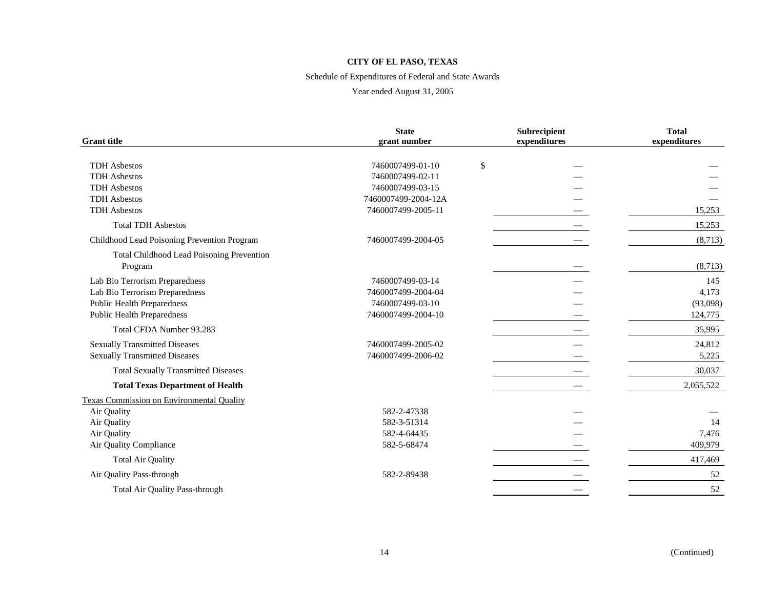**CITY OF EL PASO, TEXAS**

Schedule of Expenditures of Federal and State Awards

Year ended August 31, 2005

| Grant title | State grant number | Subrecipient expenditures | Total expenditures |
|---|---|---|---|
| TDH Asbestos | 7460007499-01-10 | $ — | — |
| TDH Asbestos | 7460007499-02-11 | — | — |
| TDH Asbestos | 7460007499-03-15 | — | — |
| TDH Asbestos | 7460007499-2004-12A | — | — |
| TDH Asbestos | 7460007499-2005-11 | — | 15,253 |
| Total TDH Asbestos | | — | 15,253 |
| Childhood Lead Poisoning Prevention Program | 7460007499-2004-05 | — | (8,713) |
| Total Childhood Lead Poisoning Prevention Program | | — | (8,713) |
| Lab Bio Terrorism Preparedness | 7460007499-03-14 | — | 145 |
| Lab Bio Terrorism Preparedness | 7460007499-2004-04 | — | 4,173 |
| Public Health Preparedness | 7460007499-03-10 | — | (93,098) |
| Public Health Preparedness | 7460007499-2004-10 | — | 124,775 |
| Total CFDA Number 93.283 | | — | 35,995 |
| Sexually Transmitted Diseases | 7460007499-2005-02 | — | 24,812 |
| Sexually Transmitted Diseases | 7460007499-2006-02 | — | 5,225 |
| Total Sexually Transmitted Diseases | | — | 30,037 |
| **Total Texas Department of Health** | | — | 2,055,522 |
| Texas Commission on Environmental Quality | | | |
| Air Quality | 582-2-47338 | — | — |
| Air Quality | 582-3-51314 | — | 14 |
| Air Quality | 582-4-64435 | — | 7,476 |
| Air Quality Compliance | 582-5-68474 | — | 409,979 |
| Total Air Quality | | — | 417,469 |
| Air Quality Pass-through | 582-2-89438 | — | 52 |
| Total Air Quality Pass-through | | — | 52 |

(Continued)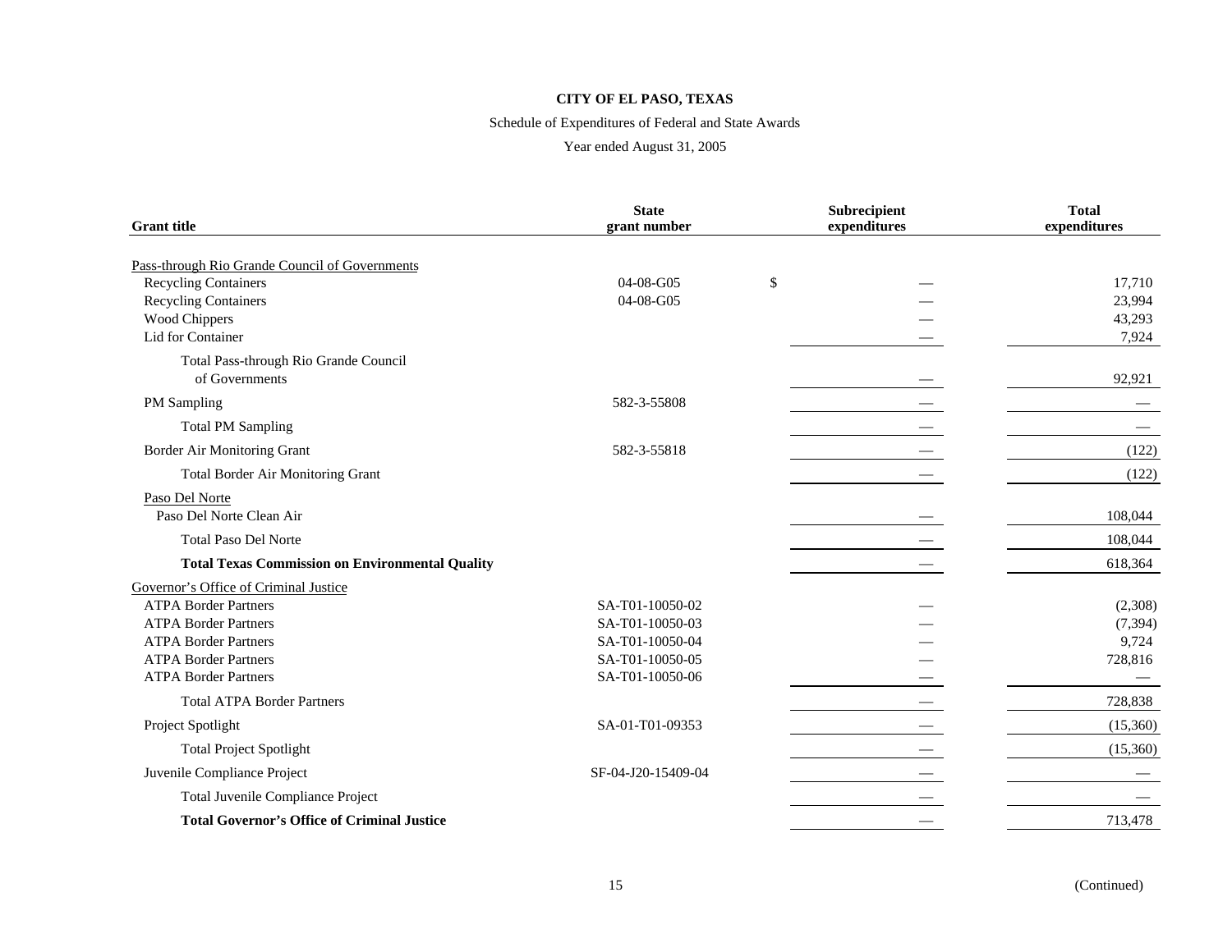**CITY OF EL PASO, TEXAS**

Schedule of Expenditures of Federal and State Awards

Year ended August 31, 2005

| Grant title | State grant number | Subrecipient expenditures | Total expenditures |
|---|---|---|---|
| Pass-through Rio Grande Council of Governments | | | |
| Recycling Containers | 04-08-G05 | $ — | 17,710 |
| Recycling Containers | 04-08-G05 | — | 23,994 |
| Wood Chippers | | — | 43,293 |
| Lid for Container | | — | 7,924 |
| Total Pass-through Rio Grande Council of Governments | | — | 92,921 |
| PM Sampling | 582-3-55808 | — | — |
| Total PM Sampling | | — | — |
| Border Air Monitoring Grant | 582-3-55818 | — | (122) |
| Total Border Air Monitoring Grant | | — | (122) |
| Paso Del Norte | | | |
| Paso Del Norte Clean Air | | — | 108,044 |
| Total Paso Del Norte | | — | 108,044 |
| **Total Texas Commission on Environmental Quality** | | — | 618,364 |
| Governor's Office of Criminal Justice | | | |
| ATPA Border Partners | SA-T01-10050-02 | — | (2,308) |
| ATPA Border Partners | SA-T01-10050-03 | — | (7,394) |
| ATPA Border Partners | SA-T01-10050-04 | — | 9,724 |
| ATPA Border Partners | SA-T01-10050-05 | — | 728,816 |
| ATPA Border Partners | SA-T01-10050-06 | — | — |
| Total ATPA Border Partners | | — | 728,838 |
| Project Spotlight | SA-01-T01-09353 | — | (15,360) |
| Total Project Spotlight | | — | (15,360) |
| Juvenile Compliance Project | SF-04-J20-15409-04 | — | — |
| Total Juvenile Compliance Project | | — | — |
| **Total Governor's Office of Criminal Justice** | | — | 713,478 |

(Continued)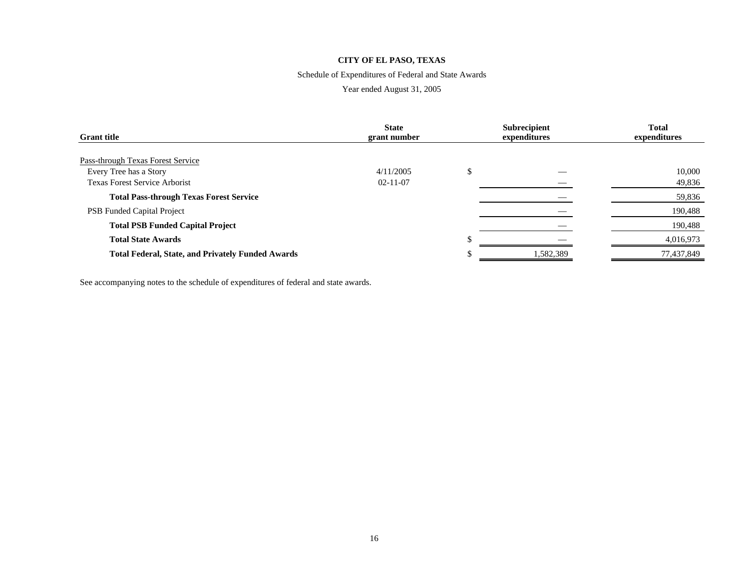**CITY OF EL PASO, TEXAS**

Schedule of Expenditures of Federal and State Awards

Year ended August 31, 2005

| Grant title | State grant number | Subrecipient expenditures | Total expenditures |
|---|---|---|---|
| Pass-through Texas Forest Service | | | |
| Every Tree has a Story | 4/11/2005 | $ — | 10,000 |
| Texas Forest Service Arborist | 02-11-07 | — | 49,836 |
| **Total Pass-through Texas Forest Service** | | — | 59,836 |
| PSB Funded Capital Project | | — | 190,488 |
| **Total PSB Funded Capital Project** | | — | 190,488 |
| **Total State Awards** | | $ — | 4,016,973 |
| **Total Federal, State, and Privately Funded Awards** | | $ 1,582,389 | 77,437,849 |

See accompanying notes to the schedule of expenditures of federal and state awards.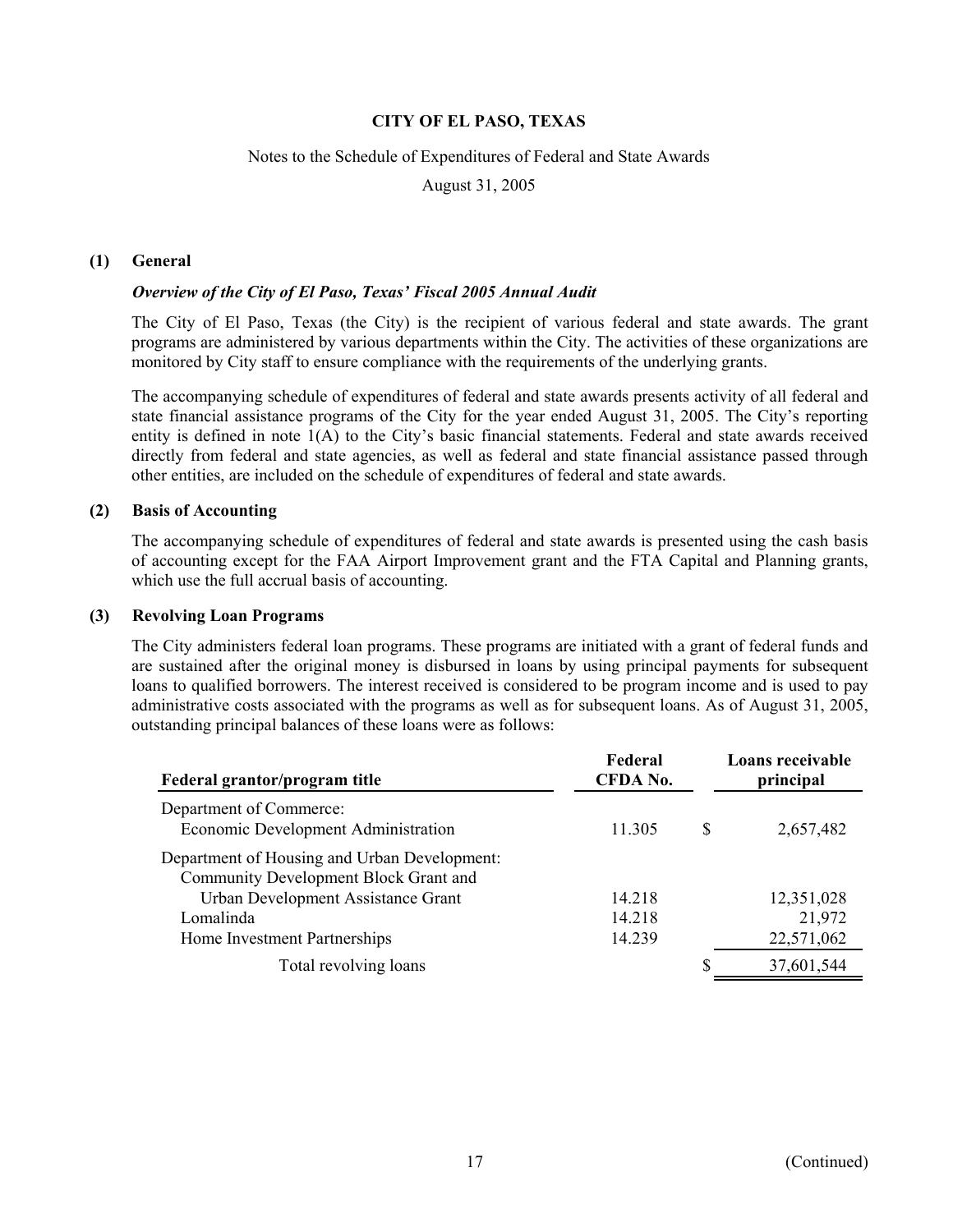# CITY OF EL PASO, TEXAS

Notes to the Schedule of Expenditures of Federal and State Awards

August 31, 2005

## (1) General

***Overview of the City of El Paso, Texas' Fiscal 2005 Annual Audit***

The City of El Paso, Texas (the City) is the recipient of various federal and state awards. The grant programs are administered by various departments within the City. The activities of these organizations are monitored by City staff to ensure compliance with the requirements of the underlying grants.

The accompanying schedule of expenditures of federal and state awards presents activity of all federal and state financial assistance programs of the City for the year ended August 31, 2005. The City's reporting entity is defined in note 1(A) to the City's basic financial statements. Federal and state awards received directly from federal and state agencies, as well as federal and state financial assistance passed through other entities, are included on the schedule of expenditures of federal and state awards.

## (2) Basis of Accounting

The accompanying schedule of expenditures of federal and state awards is presented using the cash basis of accounting except for the FAA Airport Improvement grant and the FTA Capital and Planning grants, which use the full accrual basis of accounting.

## (3) Revolving Loan Programs

The City administers federal loan programs. These programs are initiated with a grant of federal funds and are sustained after the original money is disbursed in loans by using principal payments for subsequent loans to qualified borrowers. The interest received is considered to be program income and is used to pay administrative costs associated with the programs as well as for subsequent loans. As of August 31, 2005, outstanding principal balances of these loans were as follows:

| Federal grantor/program title | Federal CFDA No. | | Loans receivable principal |
|---|---|---|---|
| Department of Commerce: | | | |
| Economic Development Administration | 11.305 | $ | 2,657,482 |
| Department of Housing and Urban Development: | | | |
| Community Development Block Grant and Urban Development Assistance Grant | 14.218 | | 12,351,028 |
| Lomalinda | 14.218 | | 21,972 |
| Home Investment Partnerships | 14.239 | | 22,571,062 |
| Total revolving loans | | $ | 37,601,544 |

(Continued)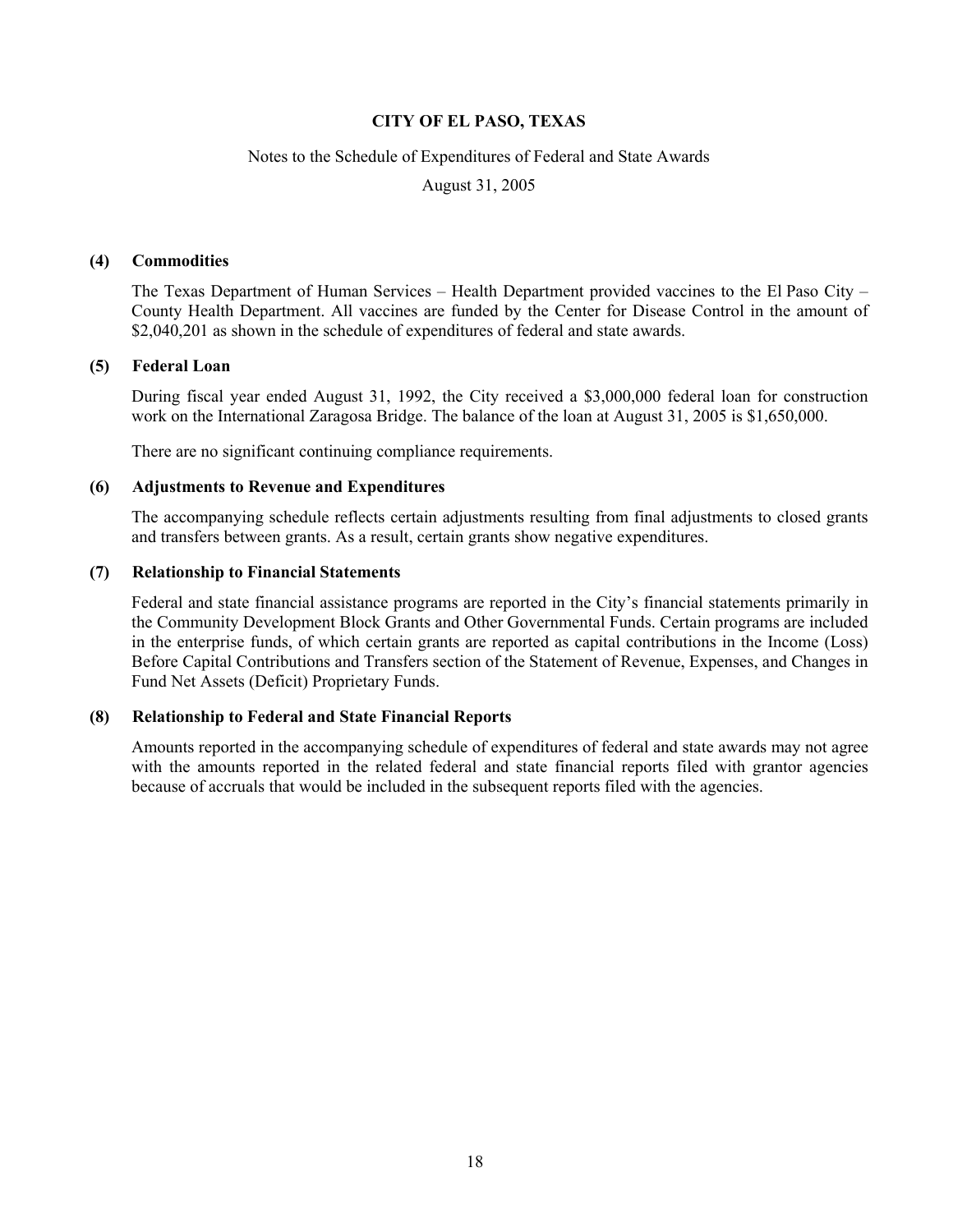**CITY OF EL PASO, TEXAS**

Notes to the Schedule of Expenditures of Federal and State Awards

August 31, 2005

**(4) Commodities**

The Texas Department of Human Services – Health Department provided vaccines to the El Paso City – County Health Department. All vaccines are funded by the Center for Disease Control in the amount of $2,040,201 as shown in the schedule of expenditures of federal and state awards.

**(5) Federal Loan**

During fiscal year ended August 31, 1992, the City received a $3,000,000 federal loan for construction work on the International Zaragosa Bridge. The balance of the loan at August 31, 2005 is $1,650,000.

There are no significant continuing compliance requirements.

**(6) Adjustments to Revenue and Expenditures**

The accompanying schedule reflects certain adjustments resulting from final adjustments to closed grants and transfers between grants. As a result, certain grants show negative expenditures.

**(7) Relationship to Financial Statements**

Federal and state financial assistance programs are reported in the City's financial statements primarily in the Community Development Block Grants and Other Governmental Funds. Certain programs are included in the enterprise funds, of which certain grants are reported as capital contributions in the Income (Loss) Before Capital Contributions and Transfers section of the Statement of Revenue, Expenses, and Changes in Fund Net Assets (Deficit) Proprietary Funds.

**(8) Relationship to Federal and State Financial Reports**

Amounts reported in the accompanying schedule of expenditures of federal and state awards may not agree with the amounts reported in the related federal and state financial reports filed with grantor agencies because of accruals that would be included in the subsequent reports filed with the agencies.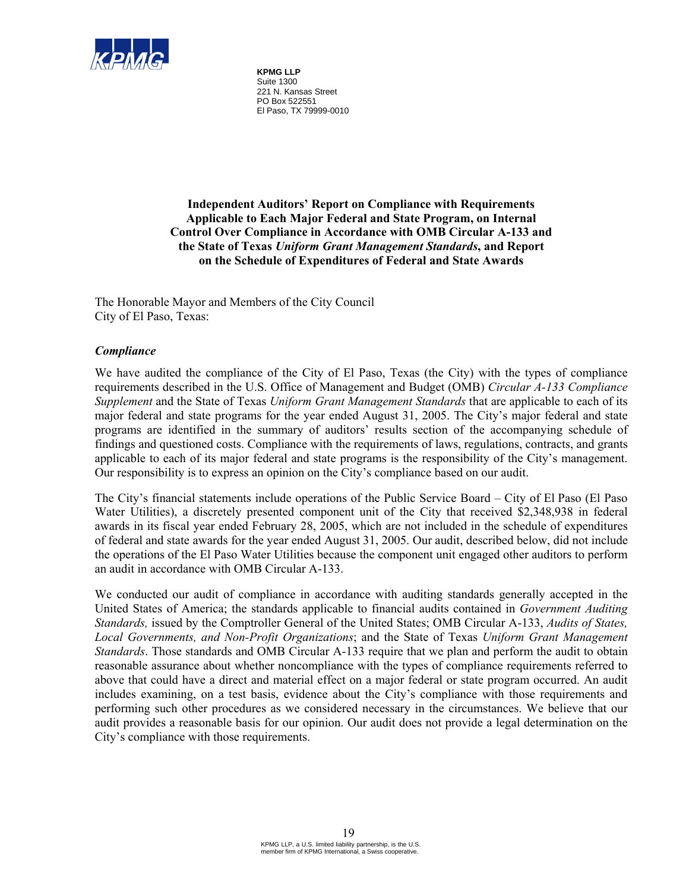**KPMG LLP**
Suite 1300
221 N. Kansas Street
PO Box 522551
El Paso, TX 79999-0010

# Independent Auditors' Report on Compliance with Requirements Applicable to Each Major Federal and State Program, on Internal Control Over Compliance in Accordance with OMB Circular A-133 and the State of Texas *Uniform Grant Management Standards*, and Report on the Schedule of Expenditures of Federal and State Awards

The Honorable Mayor and Members of the City Council
City of El Paso, Texas:

## *Compliance*

We have audited the compliance of the City of El Paso, Texas (the City) with the types of compliance requirements described in the U.S. Office of Management and Budget (OMB) *Circular A-133 Compliance Supplement* and the State of Texas *Uniform Grant Management Standards* that are applicable to each of its major federal and state programs for the year ended August 31, 2005. The City's major federal and state programs are identified in the summary of auditors' results section of the accompanying schedule of findings and questioned costs. Compliance with the requirements of laws, regulations, contracts, and grants applicable to each of its major federal and state programs is the responsibility of the City's management. Our responsibility is to express an opinion on the City's compliance based on our audit.

The City's financial statements include operations of the Public Service Board – City of El Paso (El Paso Water Utilities), a discretely presented component unit of the City that received $2,348,938 in federal awards in its fiscal year ended February 28, 2005, which are not included in the schedule of expenditures of federal and state awards for the year ended August 31, 2005. Our audit, described below, did not include the operations of the El Paso Water Utilities because the component unit engaged other auditors to perform an audit in accordance with OMB Circular A-133.

We conducted our audit of compliance in accordance with auditing standards generally accepted in the United States of America; the standards applicable to financial audits contained in *Government Auditing Standards,* issued by the Comptroller General of the United States; OMB Circular A-133, *Audits of States, Local Governments, and Non-Profit Organizations*; and the State of Texas *Uniform Grant Management Standards*. Those standards and OMB Circular A-133 require that we plan and perform the audit to obtain reasonable assurance about whether noncompliance with the types of compliance requirements referred to above that could have a direct and material effect on a major federal or state program occurred. An audit includes examining, on a test basis, evidence about the City's compliance with those requirements and performing such other procedures as we considered necessary in the circumstances. We believe that our audit provides a reasonable basis for our opinion. Our audit does not provide a legal determination on the City's compliance with those requirements.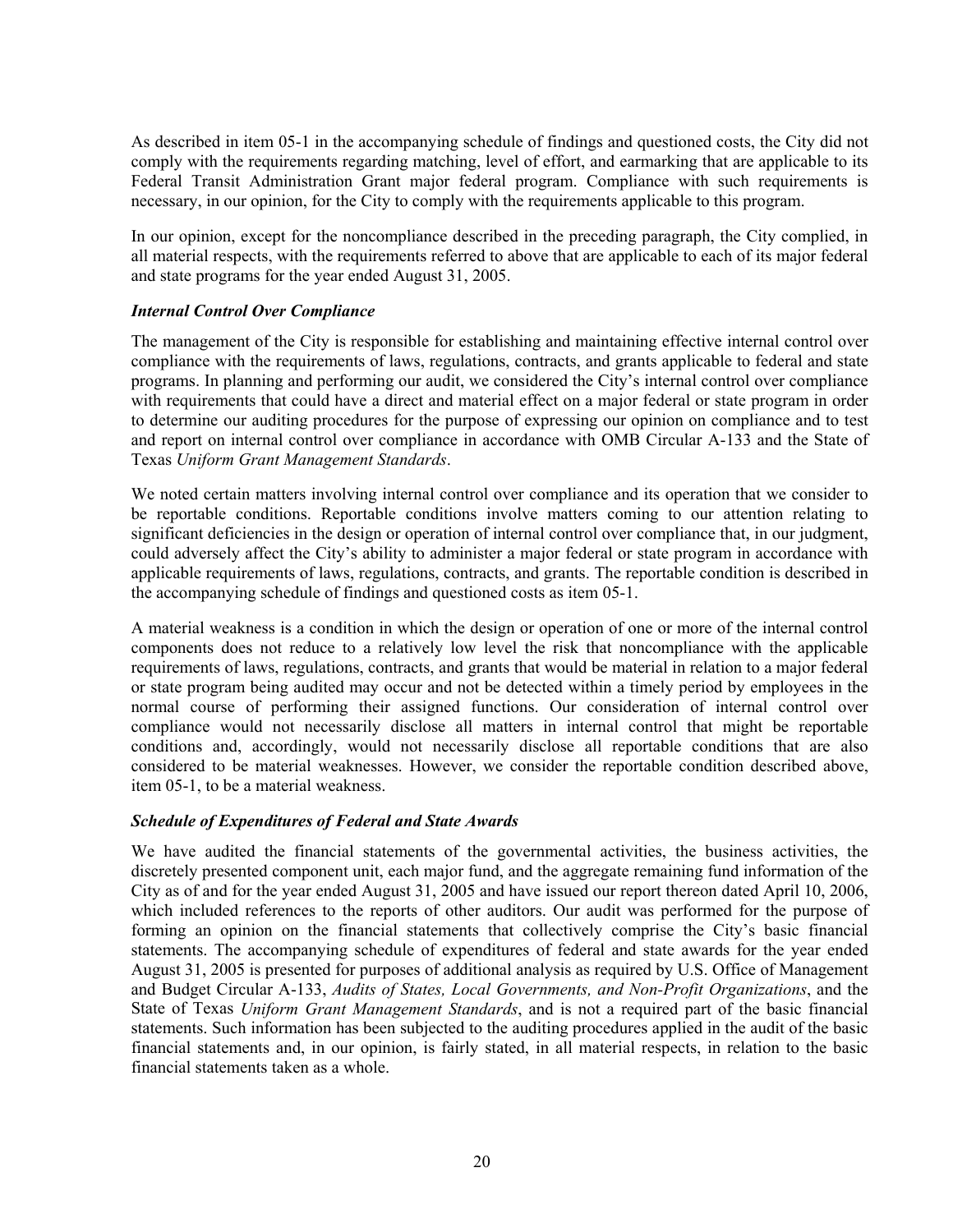As described in item 05-1 in the accompanying schedule of findings and questioned costs, the City did not comply with the requirements regarding matching, level of effort, and earmarking that are applicable to its Federal Transit Administration Grant major federal program. Compliance with such requirements is necessary, in our opinion, for the City to comply with the requirements applicable to this program.

In our opinion, except for the noncompliance described in the preceding paragraph, the City complied, in all material respects, with the requirements referred to above that are applicable to each of its major federal and state programs for the year ended August 31, 2005.

### *Internal Control Over Compliance*

The management of the City is responsible for establishing and maintaining effective internal control over compliance with the requirements of laws, regulations, contracts, and grants applicable to federal and state programs. In planning and performing our audit, we considered the City's internal control over compliance with requirements that could have a direct and material effect on a major federal or state program in order to determine our auditing procedures for the purpose of expressing our opinion on compliance and to test and report on internal control over compliance in accordance with OMB Circular A-133 and the State of Texas *Uniform Grant Management Standards*.

We noted certain matters involving internal control over compliance and its operation that we consider to be reportable conditions. Reportable conditions involve matters coming to our attention relating to significant deficiencies in the design or operation of internal control over compliance that, in our judgment, could adversely affect the City's ability to administer a major federal or state program in accordance with applicable requirements of laws, regulations, contracts, and grants. The reportable condition is described in the accompanying schedule of findings and questioned costs as item 05-1.

A material weakness is a condition in which the design or operation of one or more of the internal control components does not reduce to a relatively low level the risk that noncompliance with the applicable requirements of laws, regulations, contracts, and grants that would be material in relation to a major federal or state program being audited may occur and not be detected within a timely period by employees in the normal course of performing their assigned functions. Our consideration of internal control over compliance would not necessarily disclose all matters in internal control that might be reportable conditions and, accordingly, would not necessarily disclose all reportable conditions that are also considered to be material weaknesses. However, we consider the reportable condition described above, item 05-1, to be a material weakness.

### *Schedule of Expenditures of Federal and State Awards*

We have audited the financial statements of the governmental activities, the business activities, the discretely presented component unit, each major fund, and the aggregate remaining fund information of the City as of and for the year ended August 31, 2005 and have issued our report thereon dated April 10, 2006, which included references to the reports of other auditors. Our audit was performed for the purpose of forming an opinion on the financial statements that collectively comprise the City's basic financial statements. The accompanying schedule of expenditures of federal and state awards for the year ended August 31, 2005 is presented for purposes of additional analysis as required by U.S. Office of Management and Budget Circular A-133, *Audits of States, Local Governments, and Non-Profit Organizations*, and the State of Texas *Uniform Grant Management Standards*, and is not a required part of the basic financial statements. Such information has been subjected to the auditing procedures applied in the audit of the basic financial statements and, in our opinion, is fairly stated, in all material respects, in relation to the basic financial statements taken as a whole.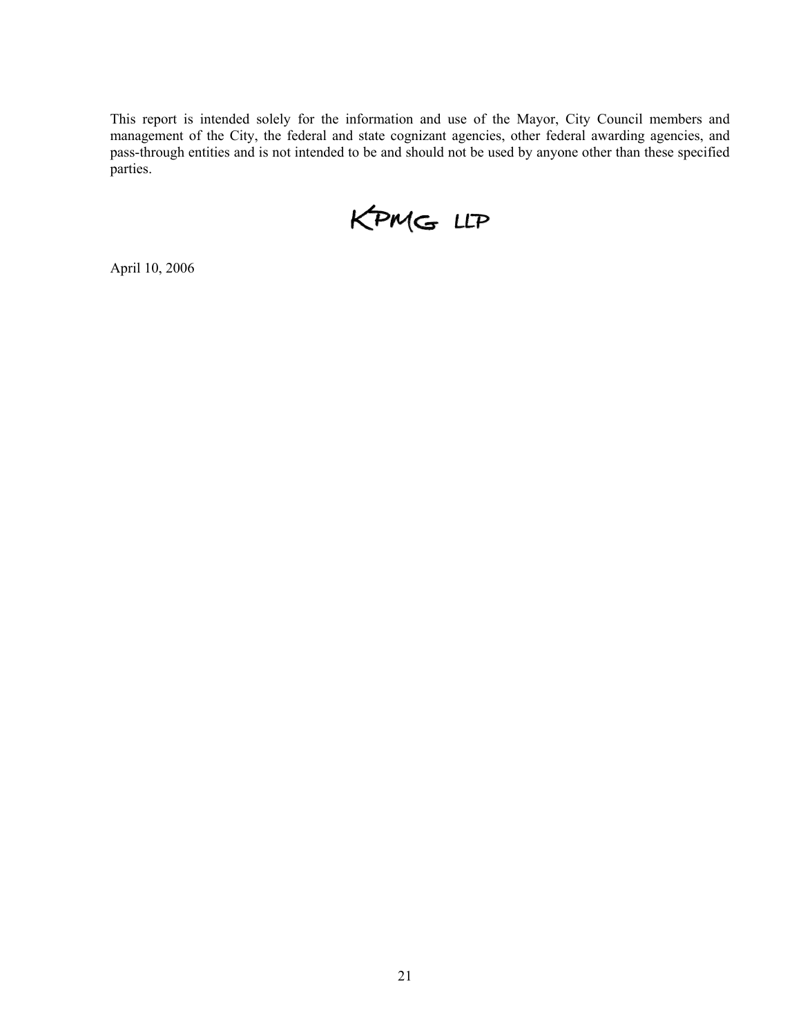This report is intended solely for the information and use of the Mayor, City Council members and management of the City, the federal and state cognizant agencies, other federal awarding agencies, and pass-through entities and is not intended to be and should not be used by anyone other than these specified parties.

KPMG LLP

April 10, 2006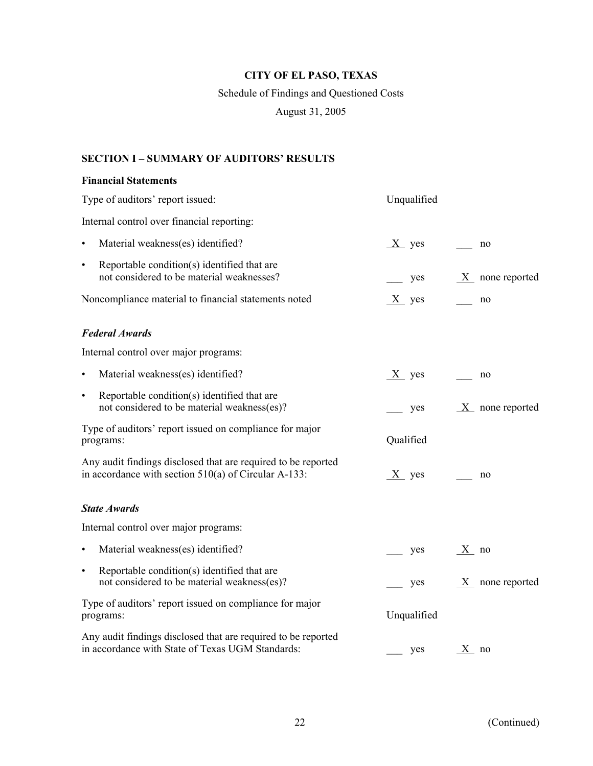**CITY OF EL PASO, TEXAS**

Schedule of Findings and Questioned Costs

August 31, 2005

**SECTION I – SUMMARY OF AUDITORS' RESULTS**

**Financial Statements**

| | | |
|---|---|---|
| Type of auditors' report issued: | Unqualified | |
| Internal control over financial reporting: | | |
| • Material weakness(es) identified? | X yes | ___ no |
| • Reportable condition(s) identified that are not considered to be material weaknesses? | ___ yes | X none reported |
| Noncompliance material to financial statements noted | X yes | ___ no |

***Federal Awards***

| | | |
|---|---|---|
| Internal control over major programs: | | |
| • Material weakness(es) identified? | X yes | ___ no |
| • Reportable condition(s) identified that are not considered to be material weakness(es)? | ___ yes | X none reported |
| Type of auditors' report issued on compliance for major programs: | Qualified | |
| Any audit findings disclosed that are required to be reported in accordance with section 510(a) of Circular A-133: | X yes | ___ no |

***State Awards***

| | | |
|---|---|---|
| Internal control over major programs: | | |
| • Material weakness(es) identified? | ___ yes | X no |
| • Reportable condition(s) identified that are not considered to be material weakness(es)? | ___ yes | X none reported |
| Type of auditors' report issued on compliance for major programs: | Unqualified | |
| Any audit findings disclosed that are required to be reported in accordance with State of Texas UGM Standards: | ___ yes | X no |

(Continued)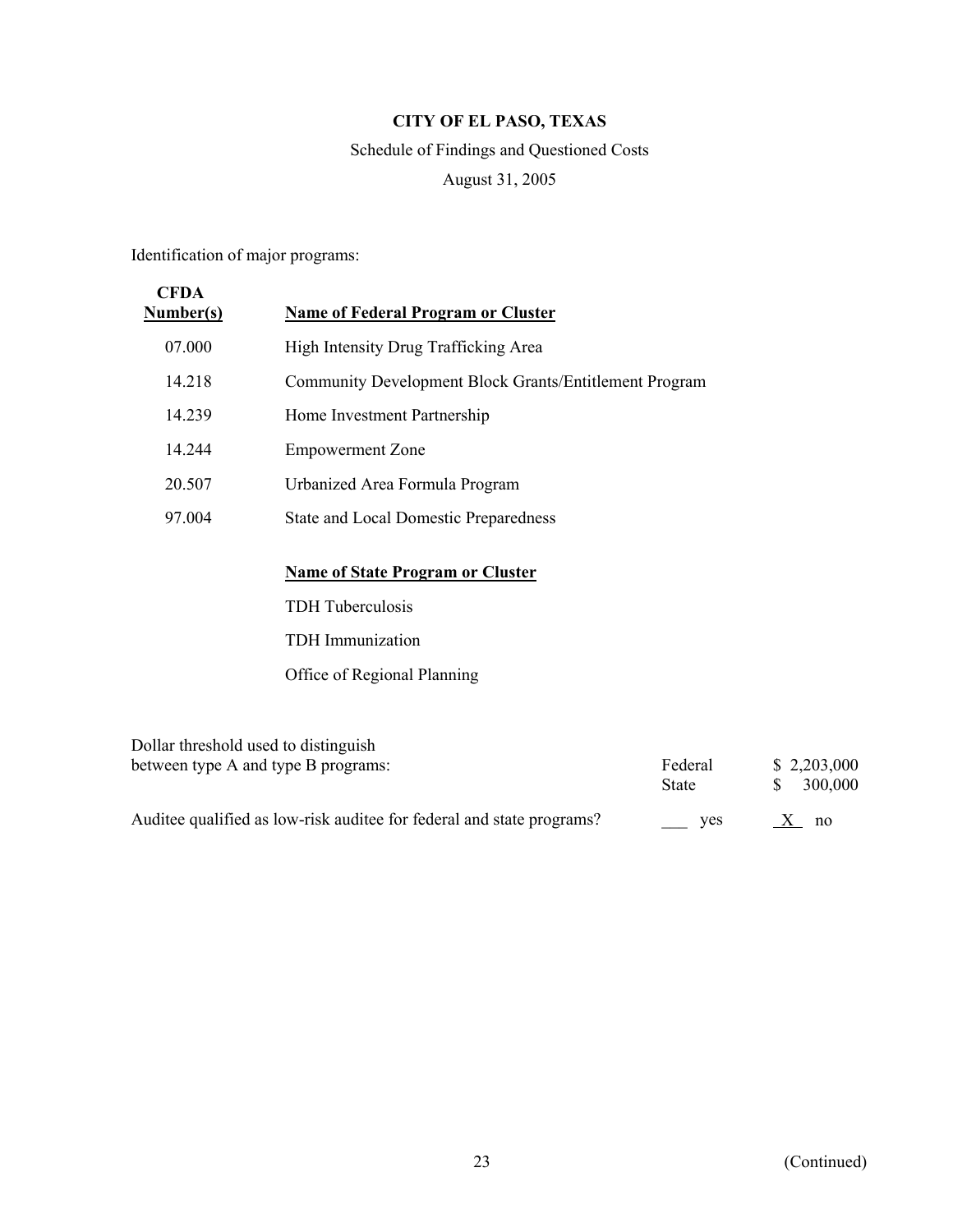**CITY OF EL PASO, TEXAS**

Schedule of Findings and Questioned Costs

August 31, 2005

Identification of major programs:

| CFDA Number(s) | Name of Federal Program or Cluster |
|---|---|
| 07.000 | High Intensity Drug Trafficking Area |
| 14.218 | Community Development Block Grants/Entitlement Program |
| 14.239 | Home Investment Partnership |
| 14.244 | Empowerment Zone |
| 20.507 | Urbanized Area Formula Program |
| 97.004 | State and Local Domestic Preparedness |
| | **Name of State Program or Cluster** |
| | TDH Tuberculosis |
| | TDH Immunization |
| | Office of Regional Planning |

| | | |
|---|---|---|
| Dollar threshold used to distinguish between type A and type B programs: | Federal | $ 2,203,000 |
| | State | $ 300,000 |
| Auditee qualified as low-risk auditee for federal and state programs? | ___ yes | X no |

(Continued)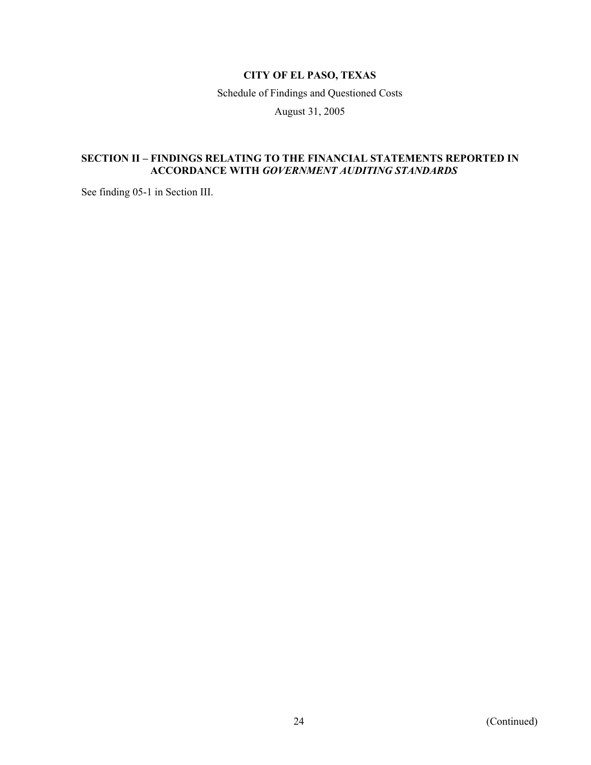**CITY OF EL PASO, TEXAS**

Schedule of Findings and Questioned Costs

August 31, 2005

## SECTION II – FINDINGS RELATING TO THE FINANCIAL STATEMENTS REPORTED IN ACCORDANCE WITH *GOVERNMENT AUDITING STANDARDS*

See finding 05-1 in Section III.

(Continued)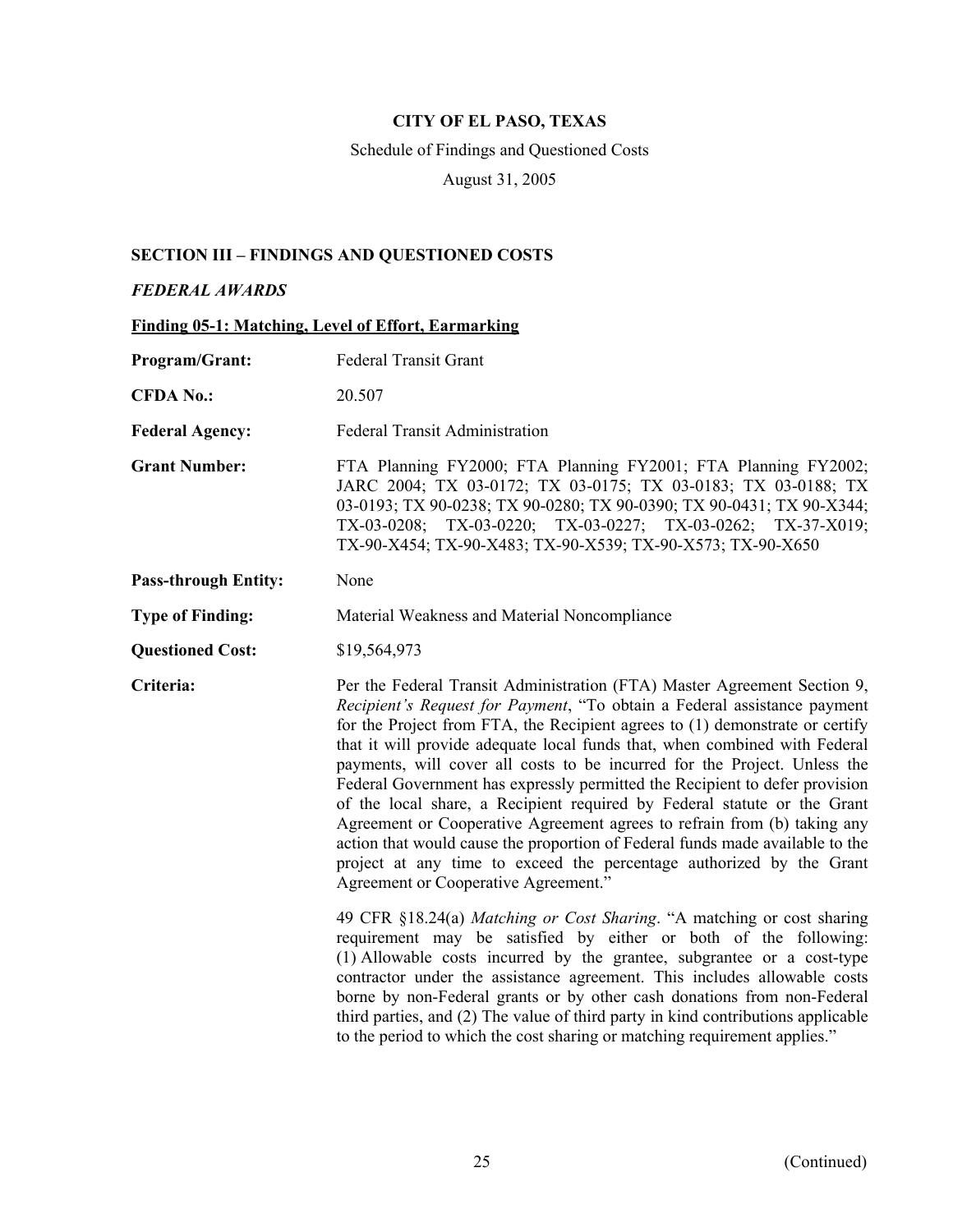**CITY OF EL PASO, TEXAS**

Schedule of Findings and Questioned Costs

August 31, 2005

## SECTION III – FINDINGS AND QUESTIONED COSTS

### *FEDERAL AWARDS*

**Finding 05-1: Matching, Level of Effort, Earmarking**

**Program/Grant:** Federal Transit Grant

**CFDA No.:** 20.507

**Federal Agency:** Federal Transit Administration

**Grant Number:** FTA Planning FY2000; FTA Planning FY2001; FTA Planning FY2002; JARC 2004; TX 03-0172; TX 03-0175; TX 03-0183; TX 03-0188; TX 03-0193; TX 90-0238; TX 90-0280; TX 90-0390; TX 90-0431; TX 90-X344; TX-03-0208; TX-03-0220; TX-03-0227; TX-03-0262; TX-37-X019; TX-90-X454; TX-90-X483; TX-90-X539; TX-90-X573; TX-90-X650

**Pass-through Entity:** None

**Type of Finding:** Material Weakness and Material Noncompliance

**Questioned Cost:** $19,564,973

**Criteria:** Per the Federal Transit Administration (FTA) Master Agreement Section 9, *Recipient's Request for Payment*, "To obtain a Federal assistance payment for the Project from FTA, the Recipient agrees to (1) demonstrate or certify that it will provide adequate local funds that, when combined with Federal payments, will cover all costs to be incurred for the Project. Unless the Federal Government has expressly permitted the Recipient to defer provision of the local share, a Recipient required by Federal statute or the Grant Agreement or Cooperative Agreement agrees to refrain from (b) taking any action that would cause the proportion of Federal funds made available to the project at any time to exceed the percentage authorized by the Grant Agreement or Cooperative Agreement."

49 CFR §18.24(a) *Matching or Cost Sharing*. "A matching or cost sharing requirement may be satisfied by either or both of the following: (1) Allowable costs incurred by the grantee, subgrantee or a cost-type contractor under the assistance agreement. This includes allowable costs borne by non-Federal grants or by other cash donations from non-Federal third parties, and (2) The value of third party in kind contributions applicable to the period to which the cost sharing or matching requirement applies."

(Continued)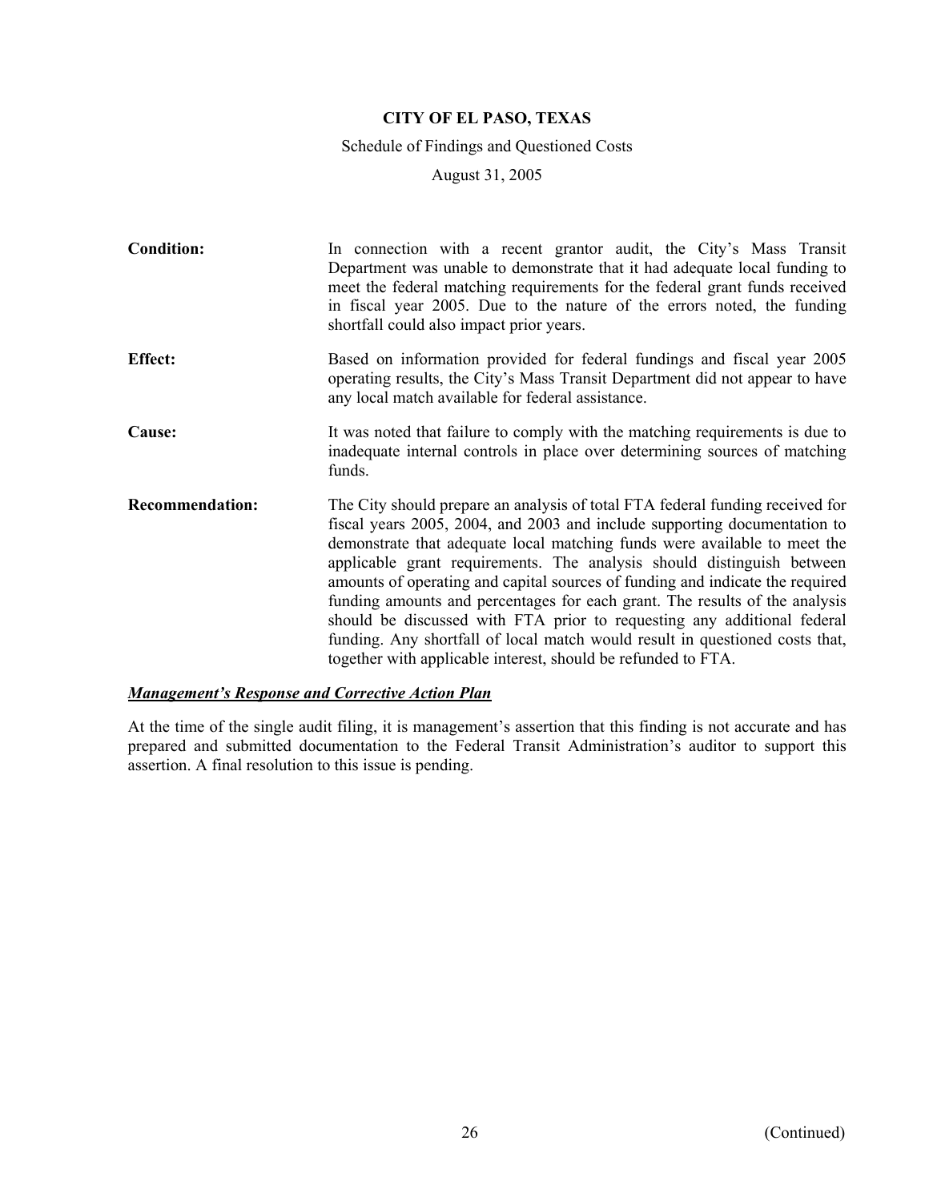**CITY OF EL PASO, TEXAS**

Schedule of Findings and Questioned Costs

August 31, 2005

**Condition:** In connection with a recent grantor audit, the City's Mass Transit Department was unable to demonstrate that it had adequate local funding to meet the federal matching requirements for the federal grant funds received in fiscal year 2005. Due to the nature of the errors noted, the funding shortfall could also impact prior years.

**Effect:** Based on information provided for federal fundings and fiscal year 2005 operating results, the City's Mass Transit Department did not appear to have any local match available for federal assistance.

**Cause:** It was noted that failure to comply with the matching requirements is due to inadequate internal controls in place over determining sources of matching funds.

**Recommendation:** The City should prepare an analysis of total FTA federal funding received for fiscal years 2005, 2004, and 2003 and include supporting documentation to demonstrate that adequate local matching funds were available to meet the applicable grant requirements. The analysis should distinguish between amounts of operating and capital sources of funding and indicate the required funding amounts and percentages for each grant. The results of the analysis should be discussed with FTA prior to requesting any additional federal funding. Any shortfall of local match would result in questioned costs that, together with applicable interest, should be refunded to FTA.

***Management's Response and Corrective Action Plan***

At the time of the single audit filing, it is management's assertion that this finding is not accurate and has prepared and submitted documentation to the Federal Transit Administration's auditor to support this assertion. A final resolution to this issue is pending.

(Continued)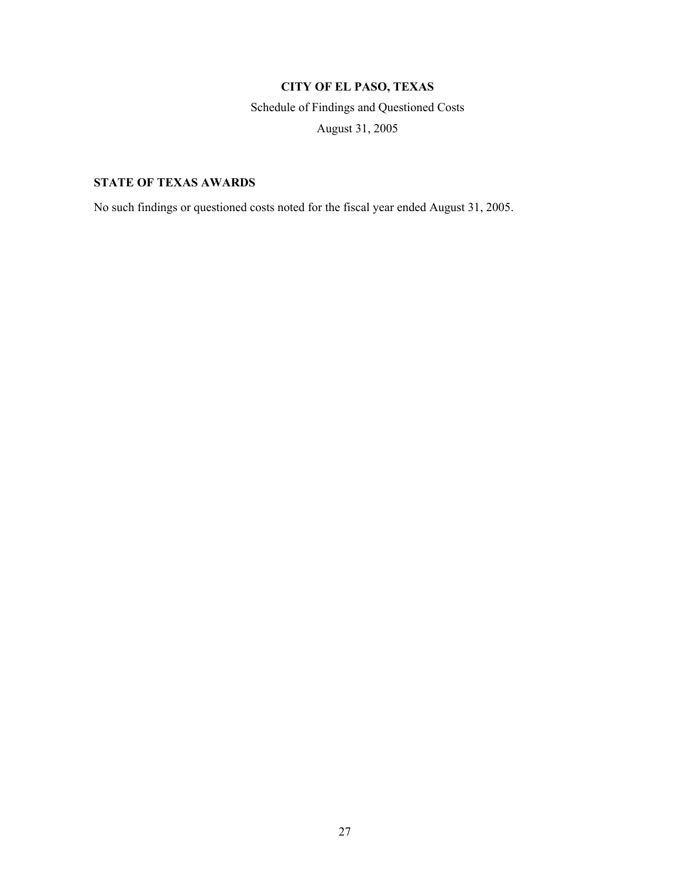# CITY OF EL PASO, TEXAS

Schedule of Findings and Questioned Costs

August 31, 2005

## STATE OF TEXAS AWARDS

No such findings or questioned costs noted for the fiscal year ended August 31, 2005.